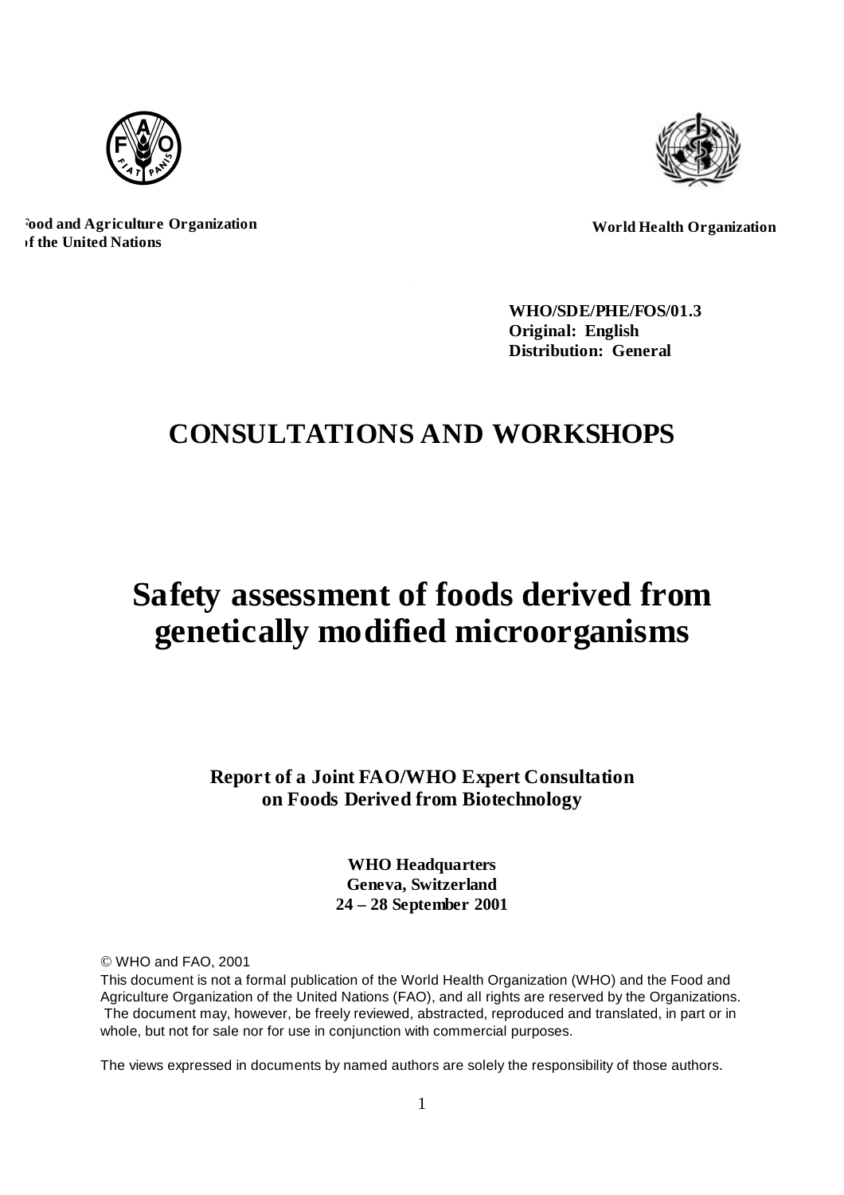Food and Agriculture Organization of the United Nations

World Health Organization

**WHO/SDE/PHE/FOS/01.3**
**Original: English**
**Distribution: General**

# CONSULTATIONS AND WORKSHOPS

# Safety assessment of foods derived from genetically modified microorganisms

**Report of a Joint FAO/WHO Expert Consultation on Foods Derived from Biotechnology**

**WHO Headquarters**
**Geneva, Switzerland**
**24 – 28 September 2001**

© WHO and FAO, 2001

This document is not a formal publication of the World Health Organization (WHO) and the Food and Agriculture Organization of the United Nations (FAO), and all rights are reserved by the Organizations. The document may, however, be freely reviewed, abstracted, reproduced and translated, in part or in whole, but not for sale nor for use in conjunction with commercial purposes.

The views expressed in documents by named authors are solely the responsibility of those authors.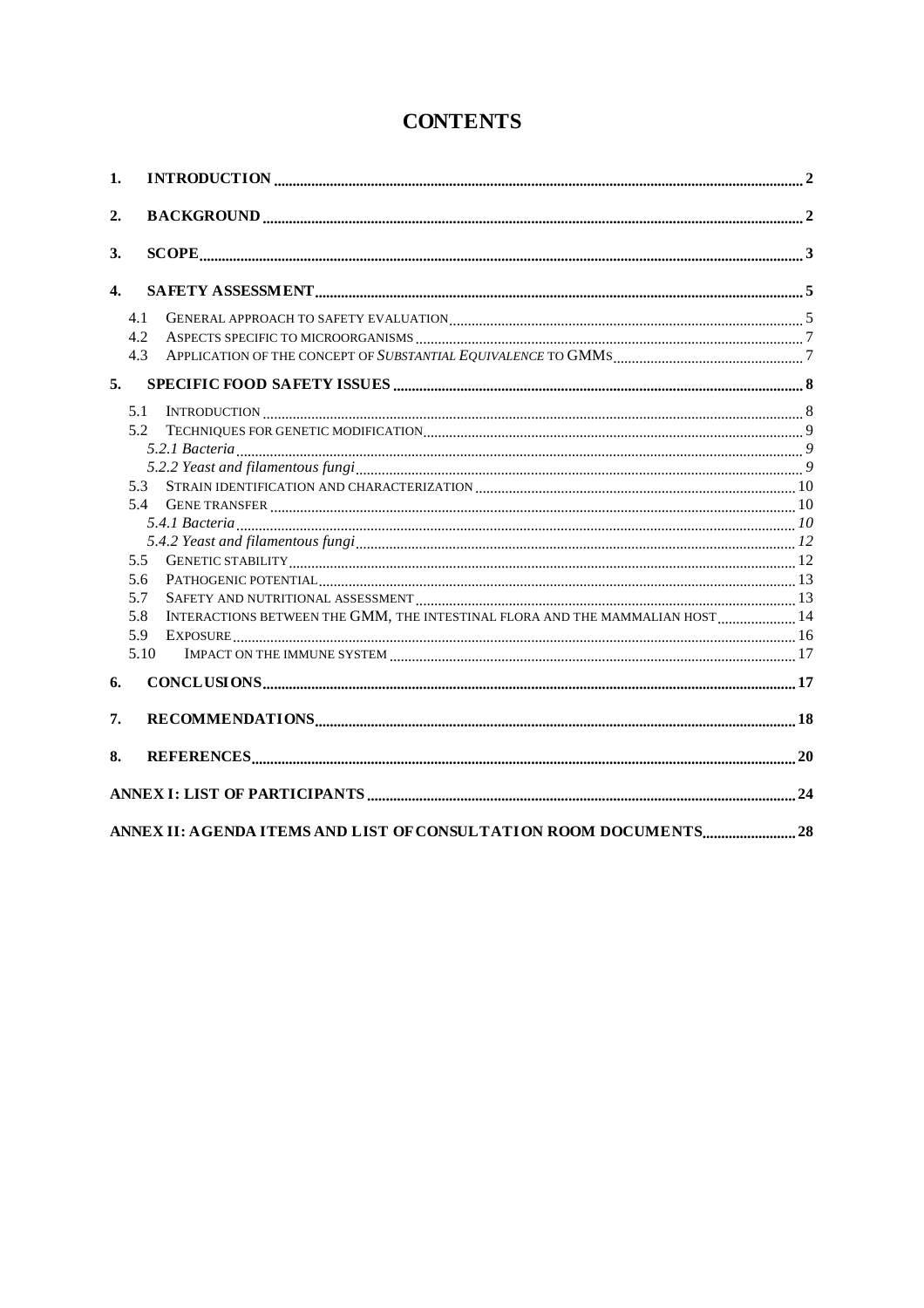# CONTENTS

1. **INTRODUCTION** .......... 2
2. **BACKGROUND** .......... 2
3. **SCOPE** .......... 3
4. **SAFETY ASSESSMENT** .......... 5
   - 4.1 GENERAL APPROACH TO SAFETY EVALUATION .......... 5
   - 4.2 ASPECTS SPECIFIC TO MICROORGANISMS .......... 7
   - 4.3 APPLICATION OF THE CONCEPT OF *SUBSTANTIAL EQUIVALENCE* TO GMMS .......... 7
5. **SPECIFIC FOOD SAFETY ISSUES** .......... 8
   - 5.1 INTRODUCTION .......... 8
   - 5.2 TECHNIQUES FOR GENETIC MODIFICATION .......... 9
     - *5.2.1 Bacteria* .......... 9
     - *5.2.2 Yeast and filamentous fungi* .......... 9
   - 5.3 STRAIN IDENTIFICATION AND CHARACTERIZATION .......... 10
   - 5.4 GENE TRANSFER .......... 10
     - *5.4.1 Bacteria* .......... 10
     - *5.4.2 Yeast and filamentous fungi* .......... 12
   - 5.5 GENETIC STABILITY .......... 12
   - 5.6 PATHOGENIC POTENTIAL .......... 13
   - 5.7 SAFETY AND NUTRITIONAL ASSESSMENT .......... 13
   - 5.8 INTERACTIONS BETWEEN THE GMM, THE INTESTINAL FLORA AND THE MAMMALIAN HOST .......... 14
   - 5.9 EXPOSURE .......... 16
   - 5.10 IMPACT ON THE IMMUNE SYSTEM .......... 17
6. **CONCLUSIONS** .......... 17
7. **RECOMMENDATIONS** .......... 18
8. **REFERENCES** .......... 20

**ANNEX I: LIST OF PARTICIPANTS** .......... 24

**ANNEX II: AGENDA ITEMS AND LIST OF CONSULTATION ROOM DOCUMENTS** .......... 28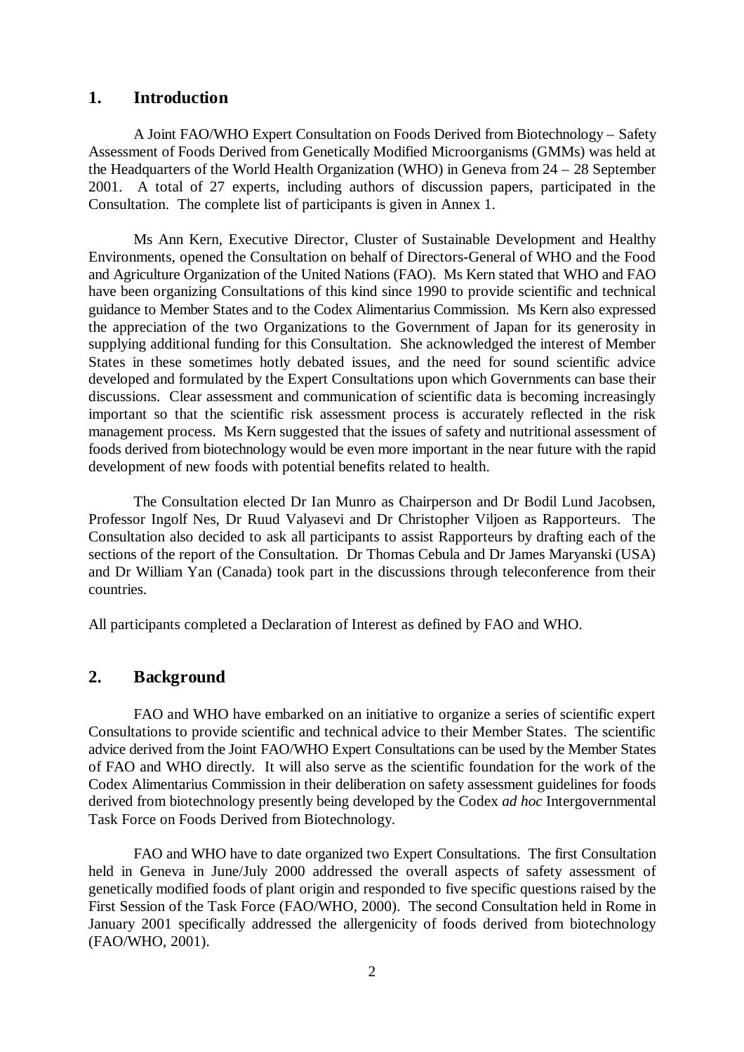## 1. Introduction

A Joint FAO/WHO Expert Consultation on Foods Derived from Biotechnology – Safety Assessment of Foods Derived from Genetically Modified Microorganisms (GMMs) was held at the Headquarters of the World Health Organization (WHO) in Geneva from 24 – 28 September 2001. A total of 27 experts, including authors of discussion papers, participated in the Consultation. The complete list of participants is given in Annex 1.

Ms Ann Kern, Executive Director, Cluster of Sustainable Development and Healthy Environments, opened the Consultation on behalf of Directors-General of WHO and the Food and Agriculture Organization of the United Nations (FAO). Ms Kern stated that WHO and FAO have been organizing Consultations of this kind since 1990 to provide scientific and technical guidance to Member States and to the Codex Alimentarius Commission. Ms Kern also expressed the appreciation of the two Organizations to the Government of Japan for its generosity in supplying additional funding for this Consultation. She acknowledged the interest of Member States in these sometimes hotly debated issues, and the need for sound scientific advice developed and formulated by the Expert Consultations upon which Governments can base their discussions. Clear assessment and communication of scientific data is becoming increasingly important so that the scientific risk assessment process is accurately reflected in the risk management process. Ms Kern suggested that the issues of safety and nutritional assessment of foods derived from biotechnology would be even more important in the near future with the rapid development of new foods with potential benefits related to health.

The Consultation elected Dr Ian Munro as Chairperson and Dr Bodil Lund Jacobsen, Professor Ingolf Nes, Dr Ruud Valyasevi and Dr Christopher Viljoen as Rapporteurs. The Consultation also decided to ask all participants to assist Rapporteurs by drafting each of the sections of the report of the Consultation. Dr Thomas Cebula and Dr James Maryanski (USA) and Dr William Yan (Canada) took part in the discussions through teleconference from their countries.

All participants completed a Declaration of Interest as defined by FAO and WHO.

## 2. Background

FAO and WHO have embarked on an initiative to organize a series of scientific expert Consultations to provide scientific and technical advice to their Member States. The scientific advice derived from the Joint FAO/WHO Expert Consultations can be used by the Member States of FAO and WHO directly. It will also serve as the scientific foundation for the work of the Codex Alimentarius Commission in their deliberation on safety assessment guidelines for foods derived from biotechnology presently being developed by the Codex *ad hoc* Intergovernmental Task Force on Foods Derived from Biotechnology.

FAO and WHO have to date organized two Expert Consultations. The first Consultation held in Geneva in June/July 2000 addressed the overall aspects of safety assessment of genetically modified foods of plant origin and responded to five specific questions raised by the First Session of the Task Force (FAO/WHO, 2000). The second Consultation held in Rome in January 2001 specifically addressed the allergenicity of foods derived from biotechnology (FAO/WHO, 2001).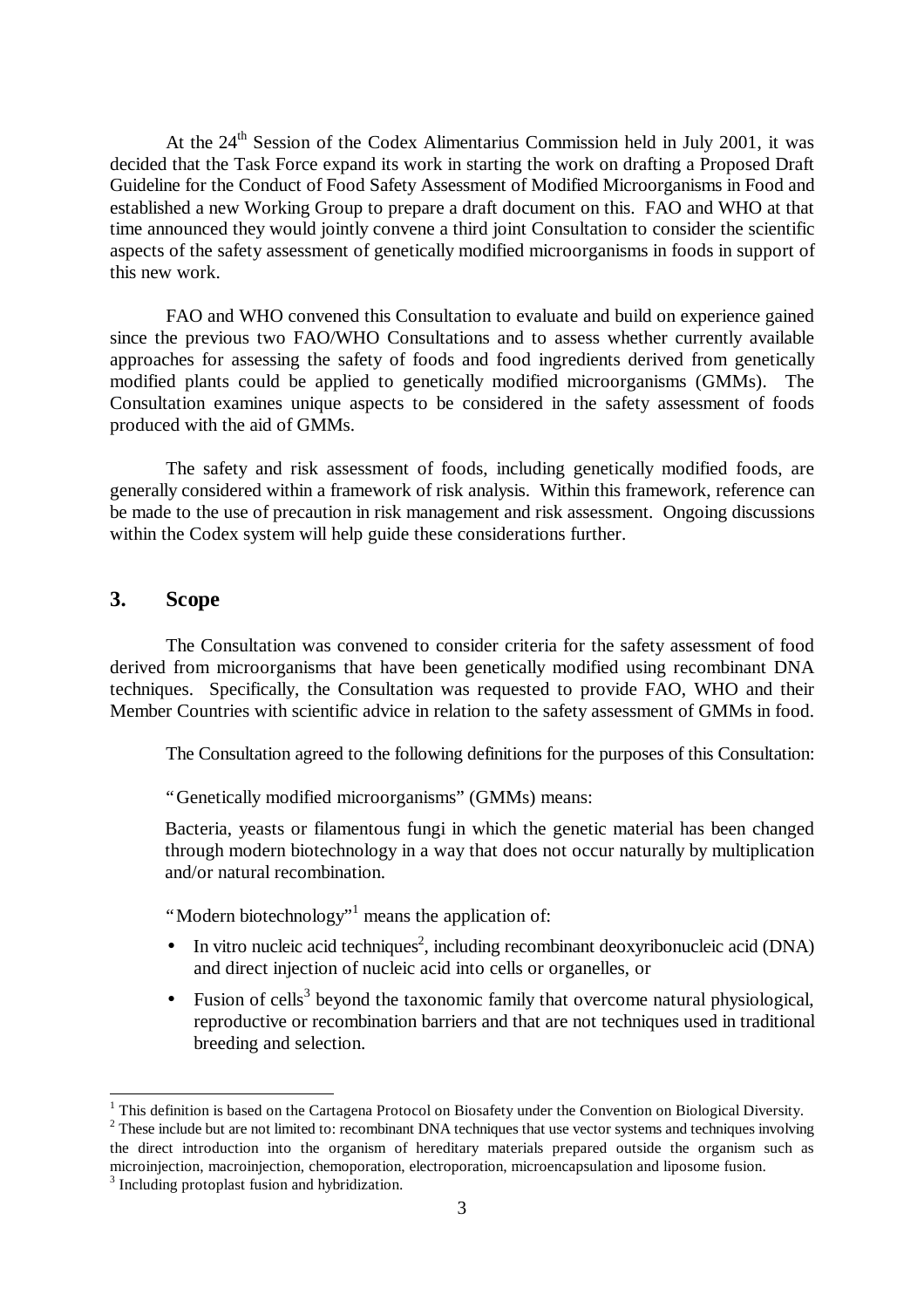At the 24th Session of the Codex Alimentarius Commission held in July 2001, it was decided that the Task Force expand its work in starting the work on drafting a Proposed Draft Guideline for the Conduct of Food Safety Assessment of Modified Microorganisms in Food and established a new Working Group to prepare a draft document on this. FAO and WHO at that time announced they would jointly convene a third joint Consultation to consider the scientific aspects of the safety assessment of genetically modified microorganisms in foods in support of this new work.

FAO and WHO convened this Consultation to evaluate and build on experience gained since the previous two FAO/WHO Consultations and to assess whether currently available approaches for assessing the safety of foods and food ingredients derived from genetically modified plants could be applied to genetically modified microorganisms (GMMs). The Consultation examines unique aspects to be considered in the safety assessment of foods produced with the aid of GMMs.

The safety and risk assessment of foods, including genetically modified foods, are generally considered within a framework of risk analysis. Within this framework, reference can be made to the use of precaution in risk management and risk assessment. Ongoing discussions within the Codex system will help guide these considerations further.

## 3. Scope

The Consultation was convened to consider criteria for the safety assessment of food derived from microorganisms that have been genetically modified using recombinant DNA techniques. Specifically, the Consultation was requested to provide FAO, WHO and their Member Countries with scientific advice in relation to the safety assessment of GMMs in food.

The Consultation agreed to the following definitions for the purposes of this Consultation:

"Genetically modified microorganisms" (GMMs) means:

Bacteria, yeasts or filamentous fungi in which the genetic material has been changed through modern biotechnology in a way that does not occur naturally by multiplication and/or natural recombination.

"Modern biotechnology"[1] means the application of:

- In vitro nucleic acid techniques[2], including recombinant deoxyribonucleic acid (DNA) and direct injection of nucleic acid into cells or organelles, or
- Fusion of cells[3] beyond the taxonomic family that overcome natural physiological, reproductive or recombination barriers and that are not techniques used in traditional breeding and selection.

---

[1] This definition is based on the Cartagena Protocol on Biosafety under the Convention on Biological Diversity.

[2] These include but are not limited to: recombinant DNA techniques that use vector systems and techniques involving the direct introduction into the organism of hereditary materials prepared outside the organism such as microinjection, macroinjection, chemoporation, electroporation, microencapsulation and liposome fusion.

[3] Including protoplast fusion and hybridization.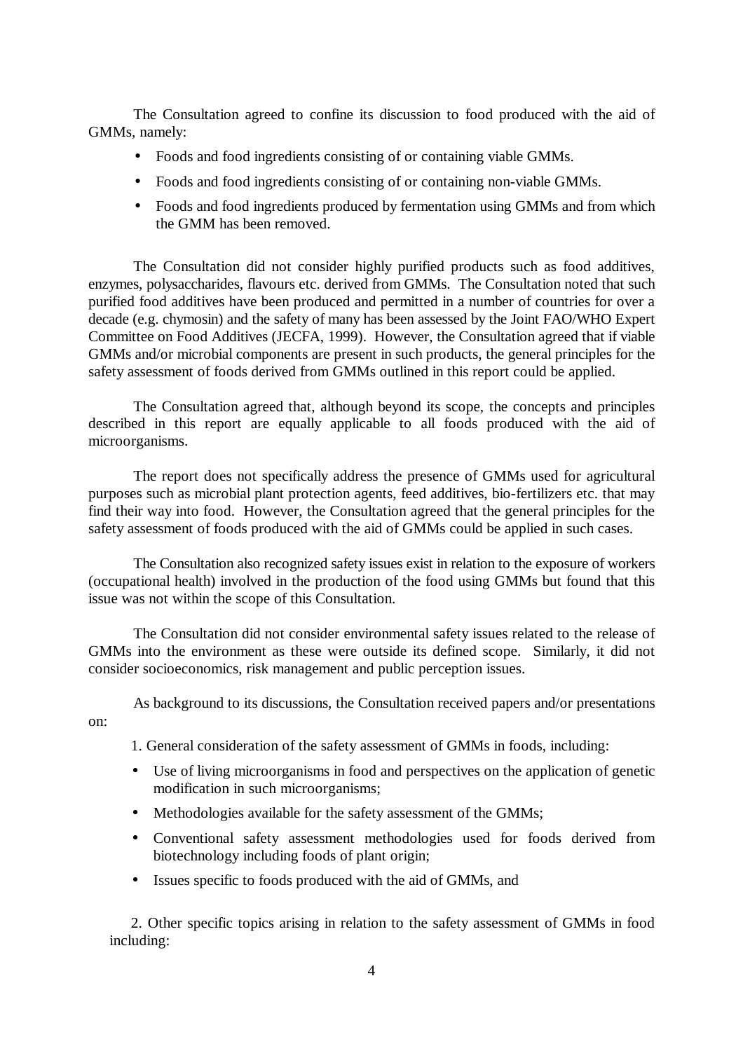The Consultation agreed to confine its discussion to food produced with the aid of GMMs, namely:

- Foods and food ingredients consisting of or containing viable GMMs.
- Foods and food ingredients consisting of or containing non-viable GMMs.
- Foods and food ingredients produced by fermentation using GMMs and from which the GMM has been removed.

The Consultation did not consider highly purified products such as food additives, enzymes, polysaccharides, flavours etc. derived from GMMs. The Consultation noted that such purified food additives have been produced and permitted in a number of countries for over a decade (e.g. chymosin) and the safety of many has been assessed by the Joint FAO/WHO Expert Committee on Food Additives (JECFA, 1999). However, the Consultation agreed that if viable GMMs and/or microbial components are present in such products, the general principles for the safety assessment of foods derived from GMMs outlined in this report could be applied.

The Consultation agreed that, although beyond its scope, the concepts and principles described in this report are equally applicable to all foods produced with the aid of microorganisms.

The report does not specifically address the presence of GMMs used for agricultural purposes such as microbial plant protection agents, feed additives, bio-fertilizers etc. that may find their way into food. However, the Consultation agreed that the general principles for the safety assessment of foods produced with the aid of GMMs could be applied in such cases.

The Consultation also recognized safety issues exist in relation to the exposure of workers (occupational health) involved in the production of the food using GMMs but found that this issue was not within the scope of this Consultation.

The Consultation did not consider environmental safety issues related to the release of GMMs into the environment as these were outside its defined scope. Similarly, it did not consider socioeconomics, risk management and public perception issues.

As background to its discussions, the Consultation received papers and/or presentations on:

1. General consideration of the safety assessment of GMMs in foods, including:

   - Use of living microorganisms in food and perspectives on the application of genetic modification in such microorganisms;
   - Methodologies available for the safety assessment of the GMMs;
   - Conventional safety assessment methodologies used for foods derived from biotechnology including foods of plant origin;
   - Issues specific to foods produced with the aid of GMMs, and

2. Other specific topics arising in relation to the safety assessment of GMMs in food including: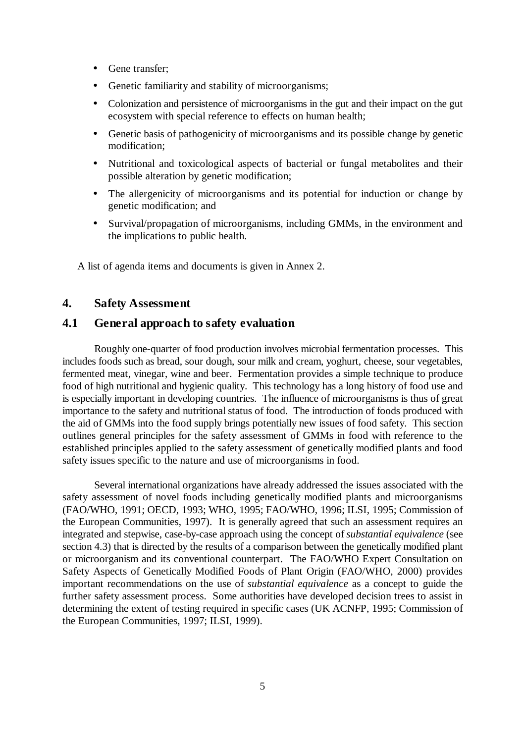- Gene transfer;
- Genetic familiarity and stability of microorganisms;
- Colonization and persistence of microorganisms in the gut and their impact on the gut ecosystem with special reference to effects on human health;
- Genetic basis of pathogenicity of microorganisms and its possible change by genetic modification;
- Nutritional and toxicological aspects of bacterial or fungal metabolites and their possible alteration by genetic modification;
- The allergenicity of microorganisms and its potential for induction or change by genetic modification; and
- Survival/propagation of microorganisms, including GMMs, in the environment and the implications to public health.

A list of agenda items and documents is given in Annex 2.

## 4. Safety Assessment

### 4.1 General approach to safety evaluation

Roughly one-quarter of food production involves microbial fermentation processes. This includes foods such as bread, sour dough, sour milk and cream, yoghurt, cheese, sour vegetables, fermented meat, vinegar, wine and beer. Fermentation provides a simple technique to produce food of high nutritional and hygienic quality. This technology has a long history of food use and is especially important in developing countries. The influence of microorganisms is thus of great importance to the safety and nutritional status of food. The introduction of foods produced with the aid of GMMs into the food supply brings potentially new issues of food safety. This section outlines general principles for the safety assessment of GMMs in food with reference to the established principles applied to the safety assessment of genetically modified plants and food safety issues specific to the nature and use of microorganisms in food.

Several international organizations have already addressed the issues associated with the safety assessment of novel foods including genetically modified plants and microorganisms (FAO/WHO, 1991; OECD, 1993; WHO, 1995; FAO/WHO, 1996; ILSI, 1995; Commission of the European Communities, 1997). It is generally agreed that such an assessment requires an integrated and stepwise, case-by-case approach using the concept of *substantial equivalence* (see section 4.3) that is directed by the results of a comparison between the genetically modified plant or microorganism and its conventional counterpart. The FAO/WHO Expert Consultation on Safety Aspects of Genetically Modified Foods of Plant Origin (FAO/WHO, 2000) provides important recommendations on the use of *substantial equivalence* as a concept to guide the further safety assessment process. Some authorities have developed decision trees to assist in determining the extent of testing required in specific cases (UK ACNFP, 1995; Commission of the European Communities, 1997; ILSI, 1999).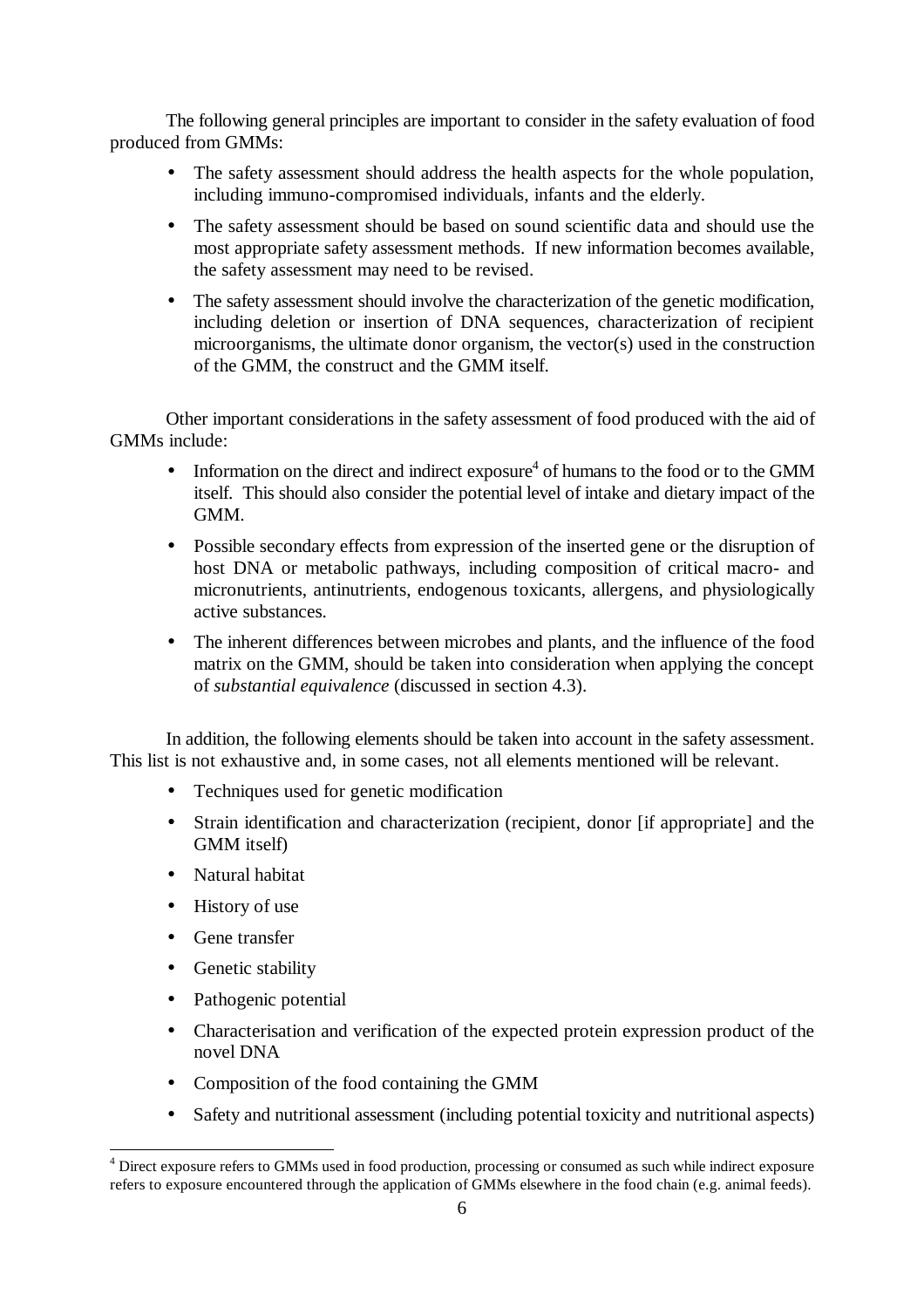The following general principles are important to consider in the safety evaluation of food produced from GMMs:

- The safety assessment should address the health aspects for the whole population, including immuno-compromised individuals, infants and the elderly.
- The safety assessment should be based on sound scientific data and should use the most appropriate safety assessment methods. If new information becomes available, the safety assessment may need to be revised.
- The safety assessment should involve the characterization of the genetic modification, including deletion or insertion of DNA sequences, characterization of recipient microorganisms, the ultimate donor organism, the vector(s) used in the construction of the GMM, the construct and the GMM itself.

Other important considerations in the safety assessment of food produced with the aid of GMMs include:

- Information on the direct and indirect exposure[4] of humans to the food or to the GMM itself. This should also consider the potential level of intake and dietary impact of the GMM.
- Possible secondary effects from expression of the inserted gene or the disruption of host DNA or metabolic pathways, including composition of critical macro- and micronutrients, antinutrients, endogenous toxicants, allergens, and physiologically active substances.
- The inherent differences between microbes and plants, and the influence of the food matrix on the GMM, should be taken into consideration when applying the concept of *substantial equivalence* (discussed in section 4.3).

In addition, the following elements should be taken into account in the safety assessment. This list is not exhaustive and, in some cases, not all elements mentioned will be relevant.

- Techniques used for genetic modification
- Strain identification and characterization (recipient, donor [if appropriate] and the GMM itself)
- Natural habitat
- History of use
- Gene transfer
- Genetic stability
- Pathogenic potential
- Characterisation and verification of the expected protein expression product of the novel DNA
- Composition of the food containing the GMM
- Safety and nutritional assessment (including potential toxicity and nutritional aspects)

[4] Direct exposure refers to GMMs used in food production, processing or consumed as such while indirect exposure refers to exposure encountered through the application of GMMs elsewhere in the food chain (e.g. animal feeds).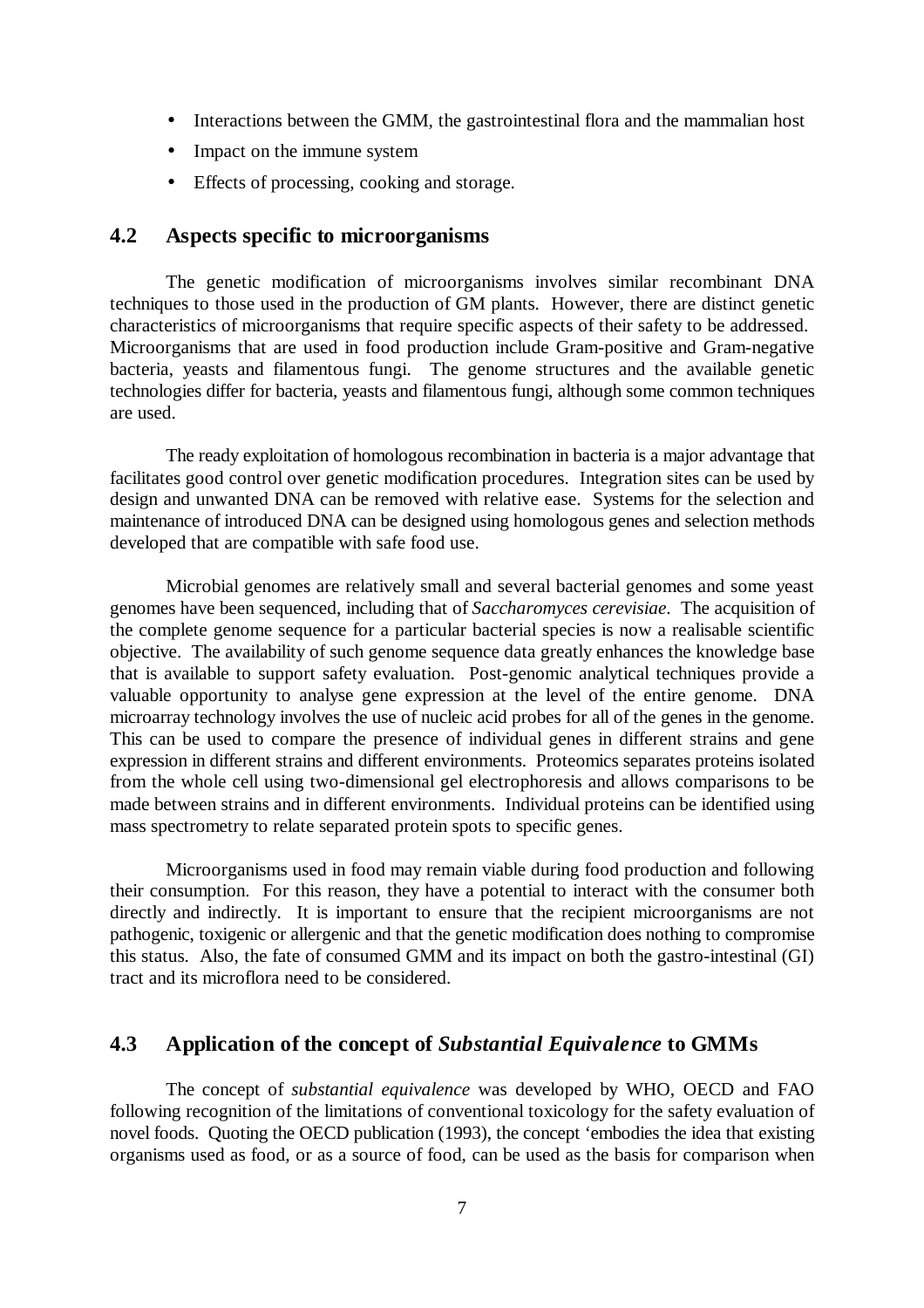- Interactions between the GMM, the gastrointestinal flora and the mammalian host
- Impact on the immune system
- Effects of processing, cooking and storage.

## 4.2 Aspects specific to microorganisms

The genetic modification of microorganisms involves similar recombinant DNA techniques to those used in the production of GM plants. However, there are distinct genetic characteristics of microorganisms that require specific aspects of their safety to be addressed. Microorganisms that are used in food production include Gram-positive and Gram-negative bacteria, yeasts and filamentous fungi. The genome structures and the available genetic technologies differ for bacteria, yeasts and filamentous fungi, although some common techniques are used.

The ready exploitation of homologous recombination in bacteria is a major advantage that facilitates good control over genetic modification procedures. Integration sites can be used by design and unwanted DNA can be removed with relative ease. Systems for the selection and maintenance of introduced DNA can be designed using homologous genes and selection methods developed that are compatible with safe food use.

Microbial genomes are relatively small and several bacterial genomes and some yeast genomes have been sequenced, including that of *Saccharomyces cerevisiae*. The acquisition of the complete genome sequence for a particular bacterial species is now a realisable scientific objective. The availability of such genome sequence data greatly enhances the knowledge base that is available to support safety evaluation. Post-genomic analytical techniques provide a valuable opportunity to analyse gene expression at the level of the entire genome. DNA microarray technology involves the use of nucleic acid probes for all of the genes in the genome. This can be used to compare the presence of individual genes in different strains and gene expression in different strains and different environments. Proteomics separates proteins isolated from the whole cell using two-dimensional gel electrophoresis and allows comparisons to be made between strains and in different environments. Individual proteins can be identified using mass spectrometry to relate separated protein spots to specific genes.

Microorganisms used in food may remain viable during food production and following their consumption. For this reason, they have a potential to interact with the consumer both directly and indirectly. It is important to ensure that the recipient microorganisms are not pathogenic, toxigenic or allergenic and that the genetic modification does nothing to compromise this status. Also, the fate of consumed GMM and its impact on both the gastro-intestinal (GI) tract and its microflora need to be considered.

## 4.3 Application of the concept of *Substantial Equivalence* to GMMs

The concept of *substantial equivalence* was developed by WHO, OECD and FAO following recognition of the limitations of conventional toxicology for the safety evaluation of novel foods. Quoting the OECD publication (1993), the concept 'embodies the idea that existing organisms used as food, or as a source of food, can be used as the basis for comparison when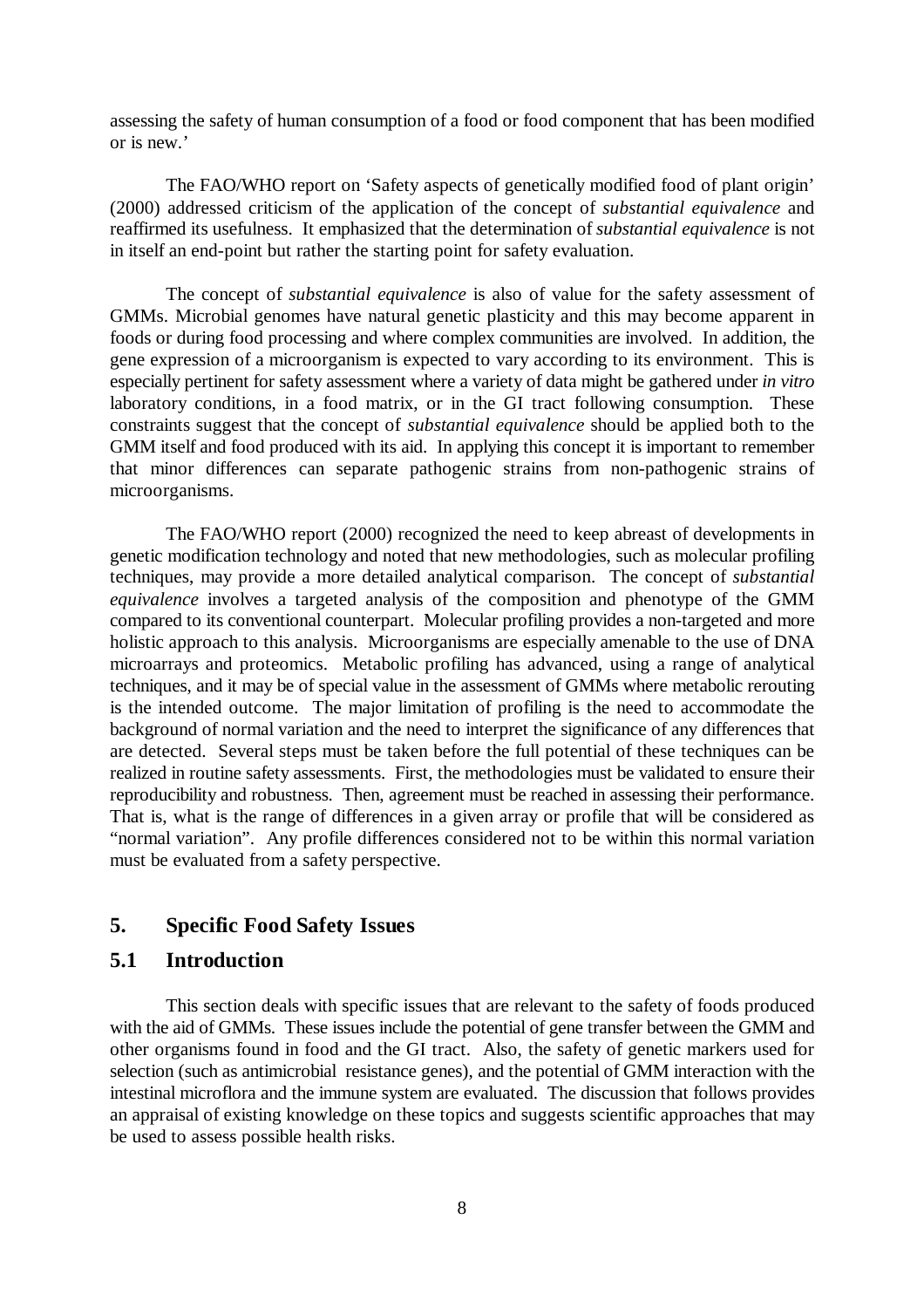assessing the safety of human consumption of a food or food component that has been modified or is new.'

The FAO/WHO report on 'Safety aspects of genetically modified food of plant origin' (2000) addressed criticism of the application of the concept of *substantial equivalence* and reaffirmed its usefulness. It emphasized that the determination of *substantial equivalence* is not in itself an end-point but rather the starting point for safety evaluation.

The concept of *substantial equivalence* is also of value for the safety assessment of GMMs. Microbial genomes have natural genetic plasticity and this may become apparent in foods or during food processing and where complex communities are involved. In addition, the gene expression of a microorganism is expected to vary according to its environment. This is especially pertinent for safety assessment where a variety of data might be gathered under *in vitro* laboratory conditions, in a food matrix, or in the GI tract following consumption. These constraints suggest that the concept of *substantial equivalence* should be applied both to the GMM itself and food produced with its aid. In applying this concept it is important to remember that minor differences can separate pathogenic strains from non-pathogenic strains of microorganisms.

The FAO/WHO report (2000) recognized the need to keep abreast of developments in genetic modification technology and noted that new methodologies, such as molecular profiling techniques, may provide a more detailed analytical comparison. The concept of *substantial equivalence* involves a targeted analysis of the composition and phenotype of the GMM compared to its conventional counterpart. Molecular profiling provides a non-targeted and more holistic approach to this analysis. Microorganisms are especially amenable to the use of DNA microarrays and proteomics. Metabolic profiling has advanced, using a range of analytical techniques, and it may be of special value in the assessment of GMMs where metabolic rerouting is the intended outcome. The major limitation of profiling is the need to accommodate the background of normal variation and the need to interpret the significance of any differences that are detected. Several steps must be taken before the full potential of these techniques can be realized in routine safety assessments. First, the methodologies must be validated to ensure their reproducibility and robustness. Then, agreement must be reached in assessing their performance. That is, what is the range of differences in a given array or profile that will be considered as "normal variation". Any profile differences considered not to be within this normal variation must be evaluated from a safety perspective.

## 5. Specific Food Safety Issues

### 5.1 Introduction

This section deals with specific issues that are relevant to the safety of foods produced with the aid of GMMs. These issues include the potential of gene transfer between the GMM and other organisms found in food and the GI tract. Also, the safety of genetic markers used for selection (such as antimicrobial resistance genes), and the potential of GMM interaction with the intestinal microflora and the immune system are evaluated. The discussion that follows provides an appraisal of existing knowledge on these topics and suggests scientific approaches that may be used to assess possible health risks.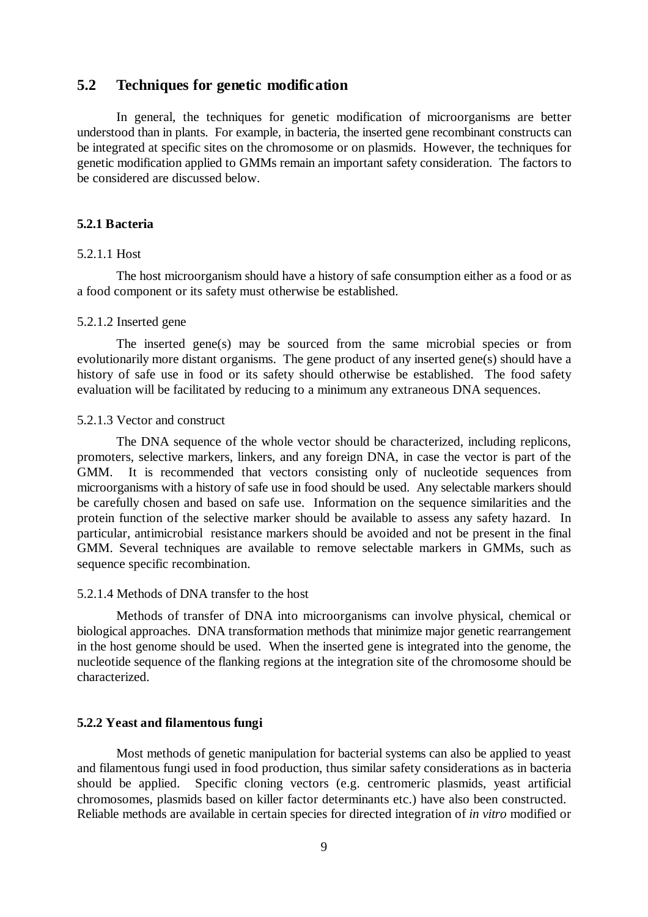## 5.2 Techniques for genetic modification

In general, the techniques for genetic modification of microorganisms are better understood than in plants. For example, in bacteria, the inserted gene recombinant constructs can be integrated at specific sites on the chromosome or on plasmids. However, the techniques for genetic modification applied to GMMs remain an important safety consideration. The factors to be considered are discussed below.

### 5.2.1 Bacteria

5.2.1.1 Host

The host microorganism should have a history of safe consumption either as a food or as a food component or its safety must otherwise be established.

5.2.1.2 Inserted gene

The inserted gene(s) may be sourced from the same microbial species or from evolutionarily more distant organisms. The gene product of any inserted gene(s) should have a history of safe use in food or its safety should otherwise be established. The food safety evaluation will be facilitated by reducing to a minimum any extraneous DNA sequences.

5.2.1.3 Vector and construct

The DNA sequence of the whole vector should be characterized, including replicons, promoters, selective markers, linkers, and any foreign DNA, in case the vector is part of the GMM. It is recommended that vectors consisting only of nucleotide sequences from microorganisms with a history of safe use in food should be used. Any selectable markers should be carefully chosen and based on safe use. Information on the sequence similarities and the protein function of the selective marker should be available to assess any safety hazard. In particular, antimicrobial resistance markers should be avoided and not be present in the final GMM. Several techniques are available to remove selectable markers in GMMs, such as sequence specific recombination.

5.2.1.4 Methods of DNA transfer to the host

Methods of transfer of DNA into microorganisms can involve physical, chemical or biological approaches. DNA transformation methods that minimize major genetic rearrangement in the host genome should be used. When the inserted gene is integrated into the genome, the nucleotide sequence of the flanking regions at the integration site of the chromosome should be characterized.

### 5.2.2 Yeast and filamentous fungi

Most methods of genetic manipulation for bacterial systems can also be applied to yeast and filamentous fungi used in food production, thus similar safety considerations as in bacteria should be applied. Specific cloning vectors (e.g. centromeric plasmids, yeast artificial chromosomes, plasmids based on killer factor determinants etc.) have also been constructed. Reliable methods are available in certain species for directed integration of *in vitro* modified or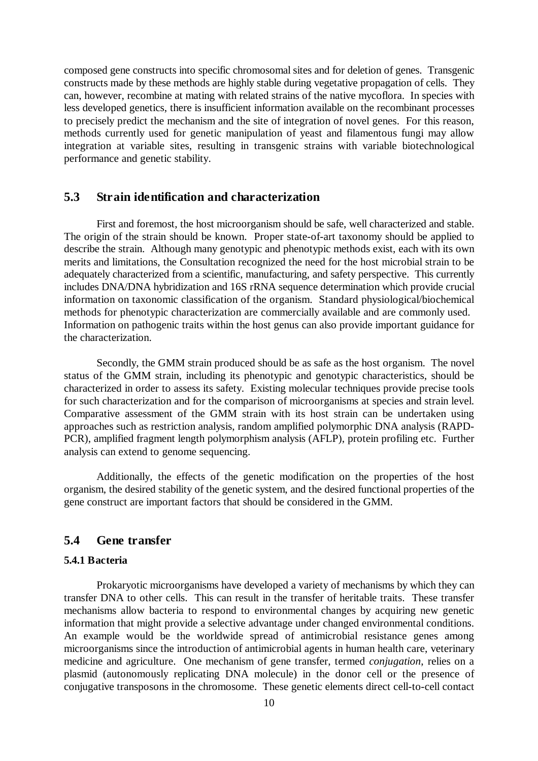composed gene constructs into specific chromosomal sites and for deletion of genes. Transgenic constructs made by these methods are highly stable during vegetative propagation of cells. They can, however, recombine at mating with related strains of the native mycoflora. In species with less developed genetics, there is insufficient information available on the recombinant processes to precisely predict the mechanism and the site of integration of novel genes. For this reason, methods currently used for genetic manipulation of yeast and filamentous fungi may allow integration at variable sites, resulting in transgenic strains with variable biotechnological performance and genetic stability.

## 5.3 Strain identification and characterization

First and foremost, the host microorganism should be safe, well characterized and stable. The origin of the strain should be known. Proper state-of-art taxonomy should be applied to describe the strain. Although many genotypic and phenotypic methods exist, each with its own merits and limitations, the Consultation recognized the need for the host microbial strain to be adequately characterized from a scientific, manufacturing, and safety perspective. This currently includes DNA/DNA hybridization and 16S rRNA sequence determination which provide crucial information on taxonomic classification of the organism. Standard physiological/biochemical methods for phenotypic characterization are commercially available and are commonly used. Information on pathogenic traits within the host genus can also provide important guidance for the characterization.

Secondly, the GMM strain produced should be as safe as the host organism. The novel status of the GMM strain, including its phenotypic and genotypic characteristics, should be characterized in order to assess its safety. Existing molecular techniques provide precise tools for such characterization and for the comparison of microorganisms at species and strain level. Comparative assessment of the GMM strain with its host strain can be undertaken using approaches such as restriction analysis, random amplified polymorphic DNA analysis (RAPD-PCR), amplified fragment length polymorphism analysis (AFLP), protein profiling etc. Further analysis can extend to genome sequencing.

Additionally, the effects of the genetic modification on the properties of the host organism, the desired stability of the genetic system, and the desired functional properties of the gene construct are important factors that should be considered in the GMM.

## 5.4 Gene transfer

### 5.4.1 Bacteria

Prokaryotic microorganisms have developed a variety of mechanisms by which they can transfer DNA to other cells. This can result in the transfer of heritable traits. These transfer mechanisms allow bacteria to respond to environmental changes by acquiring new genetic information that might provide a selective advantage under changed environmental conditions. An example would be the worldwide spread of antimicrobial resistance genes among microorganisms since the introduction of antimicrobial agents in human health care, veterinary medicine and agriculture. One mechanism of gene transfer, termed *conjugation*, relies on a plasmid (autonomously replicating DNA molecule) in the donor cell or the presence of conjugative transposons in the chromosome. These genetic elements direct cell-to-cell contact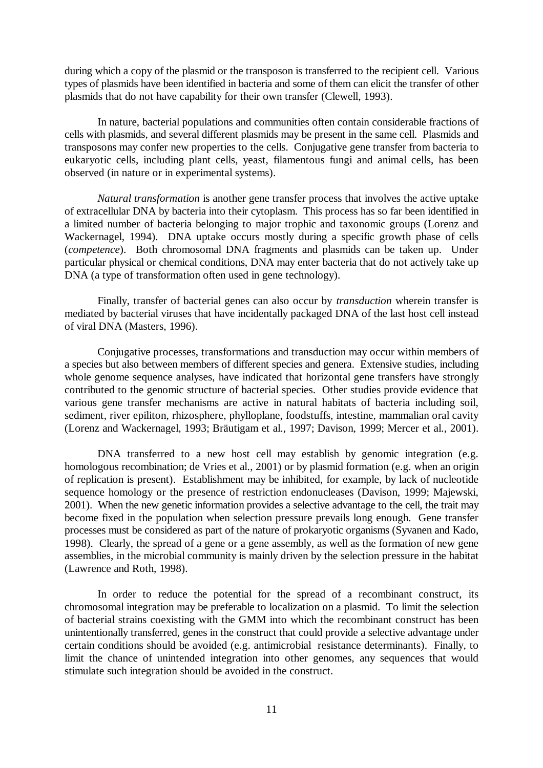during which a copy of the plasmid or the transposon is transferred to the recipient cell. Various types of plasmids have been identified in bacteria and some of them can elicit the transfer of other plasmids that do not have capability for their own transfer (Clewell, 1993).

In nature, bacterial populations and communities often contain considerable fractions of cells with plasmids, and several different plasmids may be present in the same cell. Plasmids and transposons may confer new properties to the cells. Conjugative gene transfer from bacteria to eukaryotic cells, including plant cells, yeast, filamentous fungi and animal cells, has been observed (in nature or in experimental systems).

*Natural transformation* is another gene transfer process that involves the active uptake of extracellular DNA by bacteria into their cytoplasm. This process has so far been identified in a limited number of bacteria belonging to major trophic and taxonomic groups (Lorenz and Wackernagel, 1994). DNA uptake occurs mostly during a specific growth phase of cells (*competence*). Both chromosomal DNA fragments and plasmids can be taken up. Under particular physical or chemical conditions, DNA may enter bacteria that do not actively take up DNA (a type of transformation often used in gene technology).

Finally, transfer of bacterial genes can also occur by *transduction* wherein transfer is mediated by bacterial viruses that have incidentally packaged DNA of the last host cell instead of viral DNA (Masters, 1996).

Conjugative processes, transformations and transduction may occur within members of a species but also between members of different species and genera. Extensive studies, including whole genome sequence analyses, have indicated that horizontal gene transfers have strongly contributed to the genomic structure of bacterial species. Other studies provide evidence that various gene transfer mechanisms are active in natural habitats of bacteria including soil, sediment, river epiliton, rhizosphere, phylloplane, foodstuffs, intestine, mammalian oral cavity (Lorenz and Wackernagel, 1993; Bräutigam et al., 1997; Davison, 1999; Mercer et al., 2001).

DNA transferred to a new host cell may establish by genomic integration (e.g. homologous recombination; de Vries et al., 2001) or by plasmid formation (e.g. when an origin of replication is present). Establishment may be inhibited, for example, by lack of nucleotide sequence homology or the presence of restriction endonucleases (Davison, 1999; Majewski, 2001). When the new genetic information provides a selective advantage to the cell, the trait may become fixed in the population when selection pressure prevails long enough. Gene transfer processes must be considered as part of the nature of prokaryotic organisms (Syvanen and Kado, 1998). Clearly, the spread of a gene or a gene assembly, as well as the formation of new gene assemblies, in the microbial community is mainly driven by the selection pressure in the habitat (Lawrence and Roth, 1998).

In order to reduce the potential for the spread of a recombinant construct, its chromosomal integration may be preferable to localization on a plasmid. To limit the selection of bacterial strains coexisting with the GMM into which the recombinant construct has been unintentionally transferred, genes in the construct that could provide a selective advantage under certain conditions should be avoided (e.g. antimicrobial resistance determinants). Finally, to limit the chance of unintended integration into other genomes, any sequences that would stimulate such integration should be avoided in the construct.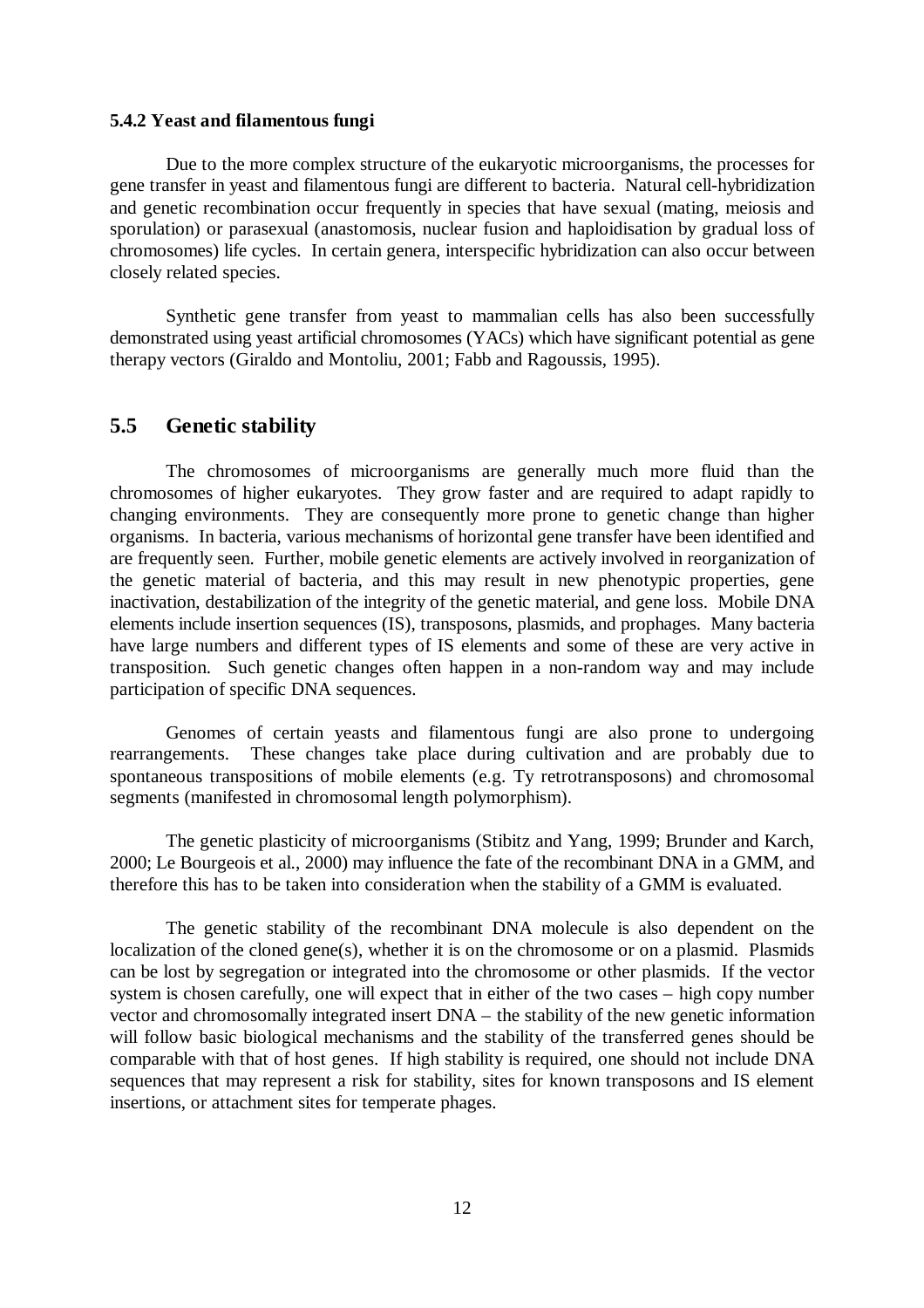### 5.4.2 Yeast and filamentous fungi

Due to the more complex structure of the eukaryotic microorganisms, the processes for gene transfer in yeast and filamentous fungi are different to bacteria. Natural cell-hybridization and genetic recombination occur frequently in species that have sexual (mating, meiosis and sporulation) or parasexual (anastomosis, nuclear fusion and haploidisation by gradual loss of chromosomes) life cycles. In certain genera, interspecific hybridization can also occur between closely related species.

Synthetic gene transfer from yeast to mammalian cells has also been successfully demonstrated using yeast artificial chromosomes (YACs) which have significant potential as gene therapy vectors (Giraldo and Montoliu, 2001; Fabb and Ragoussis, 1995).

## 5.5 Genetic stability

The chromosomes of microorganisms are generally much more fluid than the chromosomes of higher eukaryotes. They grow faster and are required to adapt rapidly to changing environments. They are consequently more prone to genetic change than higher organisms. In bacteria, various mechanisms of horizontal gene transfer have been identified and are frequently seen. Further, mobile genetic elements are actively involved in reorganization of the genetic material of bacteria, and this may result in new phenotypic properties, gene inactivation, destabilization of the integrity of the genetic material, and gene loss. Mobile DNA elements include insertion sequences (IS), transposons, plasmids, and prophages. Many bacteria have large numbers and different types of IS elements and some of these are very active in transposition. Such genetic changes often happen in a non-random way and may include participation of specific DNA sequences.

Genomes of certain yeasts and filamentous fungi are also prone to undergoing rearrangements. These changes take place during cultivation and are probably due to spontaneous transpositions of mobile elements (e.g. Ty retrotransposons) and chromosomal segments (manifested in chromosomal length polymorphism).

The genetic plasticity of microorganisms (Stibitz and Yang, 1999; Brunder and Karch, 2000; Le Bourgeois et al., 2000) may influence the fate of the recombinant DNA in a GMM, and therefore this has to be taken into consideration when the stability of a GMM is evaluated.

The genetic stability of the recombinant DNA molecule is also dependent on the localization of the cloned gene(s), whether it is on the chromosome or on a plasmid. Plasmids can be lost by segregation or integrated into the chromosome or other plasmids. If the vector system is chosen carefully, one will expect that in either of the two cases – high copy number vector and chromosomally integrated insert DNA – the stability of the new genetic information will follow basic biological mechanisms and the stability of the transferred genes should be comparable with that of host genes. If high stability is required, one should not include DNA sequences that may represent a risk for stability, sites for known transposons and IS element insertions, or attachment sites for temperate phages.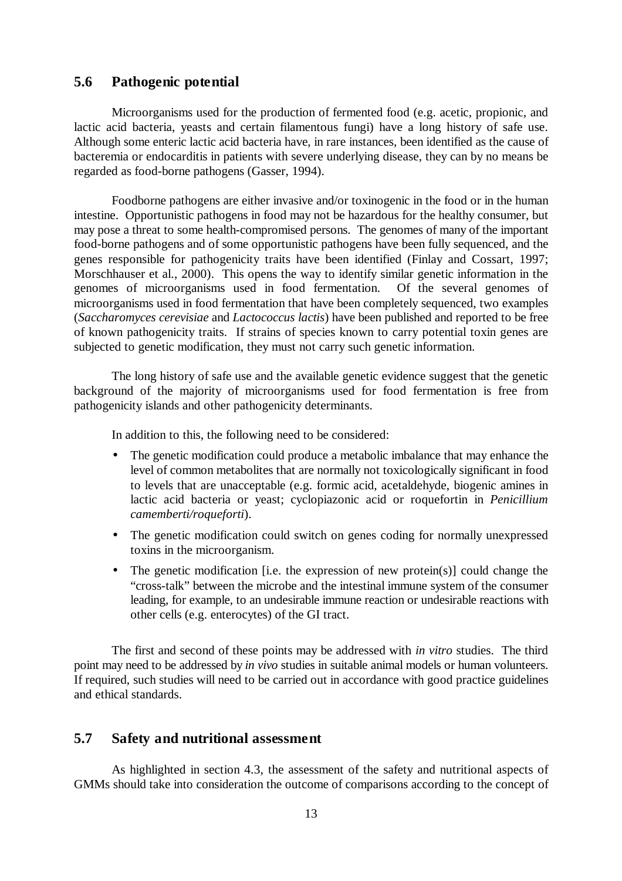## 5.6 Pathogenic potential

Microorganisms used for the production of fermented food (e.g. acetic, propionic, and lactic acid bacteria, yeasts and certain filamentous fungi) have a long history of safe use. Although some enteric lactic acid bacteria have, in rare instances, been identified as the cause of bacteremia or endocarditis in patients with severe underlying disease, they can by no means be regarded as food-borne pathogens (Gasser, 1994).

Foodborne pathogens are either invasive and/or toxinogenic in the food or in the human intestine. Opportunistic pathogens in food may not be hazardous for the healthy consumer, but may pose a threat to some health-compromised persons. The genomes of many of the important food-borne pathogens and of some opportunistic pathogens have been fully sequenced, and the genes responsible for pathogenicity traits have been identified (Finlay and Cossart, 1997; Morschhauser et al., 2000). This opens the way to identify similar genetic information in the genomes of microorganisms used in food fermentation. Of the several genomes of microorganisms used in food fermentation that have been completely sequenced, two examples (*Saccharomyces cerevisiae* and *Lactococcus lactis*) have been published and reported to be free of known pathogenicity traits. If strains of species known to carry potential toxin genes are subjected to genetic modification, they must not carry such genetic information.

The long history of safe use and the available genetic evidence suggest that the genetic background of the majority of microorganisms used for food fermentation is free from pathogenicity islands and other pathogenicity determinants.

In addition to this, the following need to be considered:

- The genetic modification could produce a metabolic imbalance that may enhance the level of common metabolites that are normally not toxicologically significant in food to levels that are unacceptable (e.g. formic acid, acetaldehyde, biogenic amines in lactic acid bacteria or yeast; cyclopiazonic acid or roquefortin in *Penicillium camemberti/roqueforti*).
- The genetic modification could switch on genes coding for normally unexpressed toxins in the microorganism.
- The genetic modification [i.e. the expression of new protein(s)] could change the "cross-talk" between the microbe and the intestinal immune system of the consumer leading, for example, to an undesirable immune reaction or undesirable reactions with other cells (e.g. enterocytes) of the GI tract.

The first and second of these points may be addressed with *in vitro* studies. The third point may need to be addressed by *in vivo* studies in suitable animal models or human volunteers. If required, such studies will need to be carried out in accordance with good practice guidelines and ethical standards.

## 5.7 Safety and nutritional assessment

As highlighted in section 4.3, the assessment of the safety and nutritional aspects of GMMs should take into consideration the outcome of comparisons according to the concept of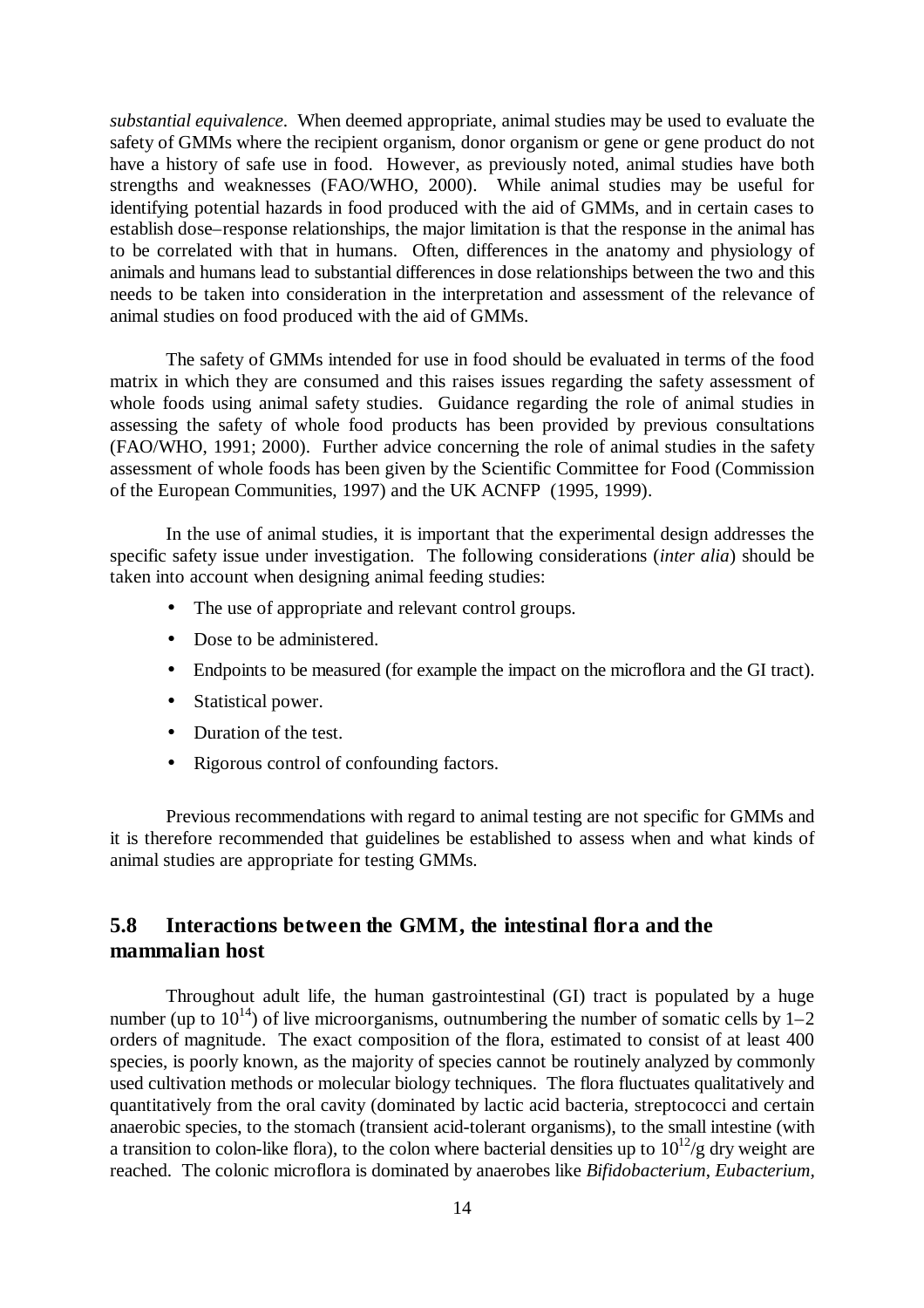*substantial equivalence*. When deemed appropriate, animal studies may be used to evaluate the safety of GMMs where the recipient organism, donor organism or gene or gene product do not have a history of safe use in food. However, as previously noted, animal studies have both strengths and weaknesses (FAO/WHO, 2000). While animal studies may be useful for identifying potential hazards in food produced with the aid of GMMs, and in certain cases to establish dose–response relationships, the major limitation is that the response in the animal has to be correlated with that in humans. Often, differences in the anatomy and physiology of animals and humans lead to substantial differences in dose relationships between the two and this needs to be taken into consideration in the interpretation and assessment of the relevance of animal studies on food produced with the aid of GMMs.

The safety of GMMs intended for use in food should be evaluated in terms of the food matrix in which they are consumed and this raises issues regarding the safety assessment of whole foods using animal safety studies. Guidance regarding the role of animal studies in assessing the safety of whole food products has been provided by previous consultations (FAO/WHO, 1991; 2000). Further advice concerning the role of animal studies in the safety assessment of whole foods has been given by the Scientific Committee for Food (Commission of the European Communities, 1997) and the UK ACNFP (1995, 1999).

In the use of animal studies, it is important that the experimental design addresses the specific safety issue under investigation. The following considerations (*inter alia*) should be taken into account when designing animal feeding studies:

- The use of appropriate and relevant control groups.
- Dose to be administered.
- Endpoints to be measured (for example the impact on the microflora and the GI tract).
- Statistical power.
- Duration of the test.
- Rigorous control of confounding factors.

Previous recommendations with regard to animal testing are not specific for GMMs and it is therefore recommended that guidelines be established to assess when and what kinds of animal studies are appropriate for testing GMMs.

## 5.8 Interactions between the GMM, the intestinal flora and the mammalian host

Throughout adult life, the human gastrointestinal (GI) tract is populated by a huge number (up to $10^{14}$) of live microorganisms, outnumbering the number of somatic cells by 1–2 orders of magnitude. The exact composition of the flora, estimated to consist of at least 400 species, is poorly known, as the majority of species cannot be routinely analyzed by commonly used cultivation methods or molecular biology techniques. The flora fluctuates qualitatively and quantitatively from the oral cavity (dominated by lactic acid bacteria, streptococci and certain anaerobic species, to the stomach (transient acid-tolerant organisms), to the small intestine (with a transition to colon-like flora), to the colon where bacterial densities up to $10^{12}$/g dry weight are reached. The colonic microflora is dominated by anaerobes like *Bifidobacterium*, *Eubacterium*,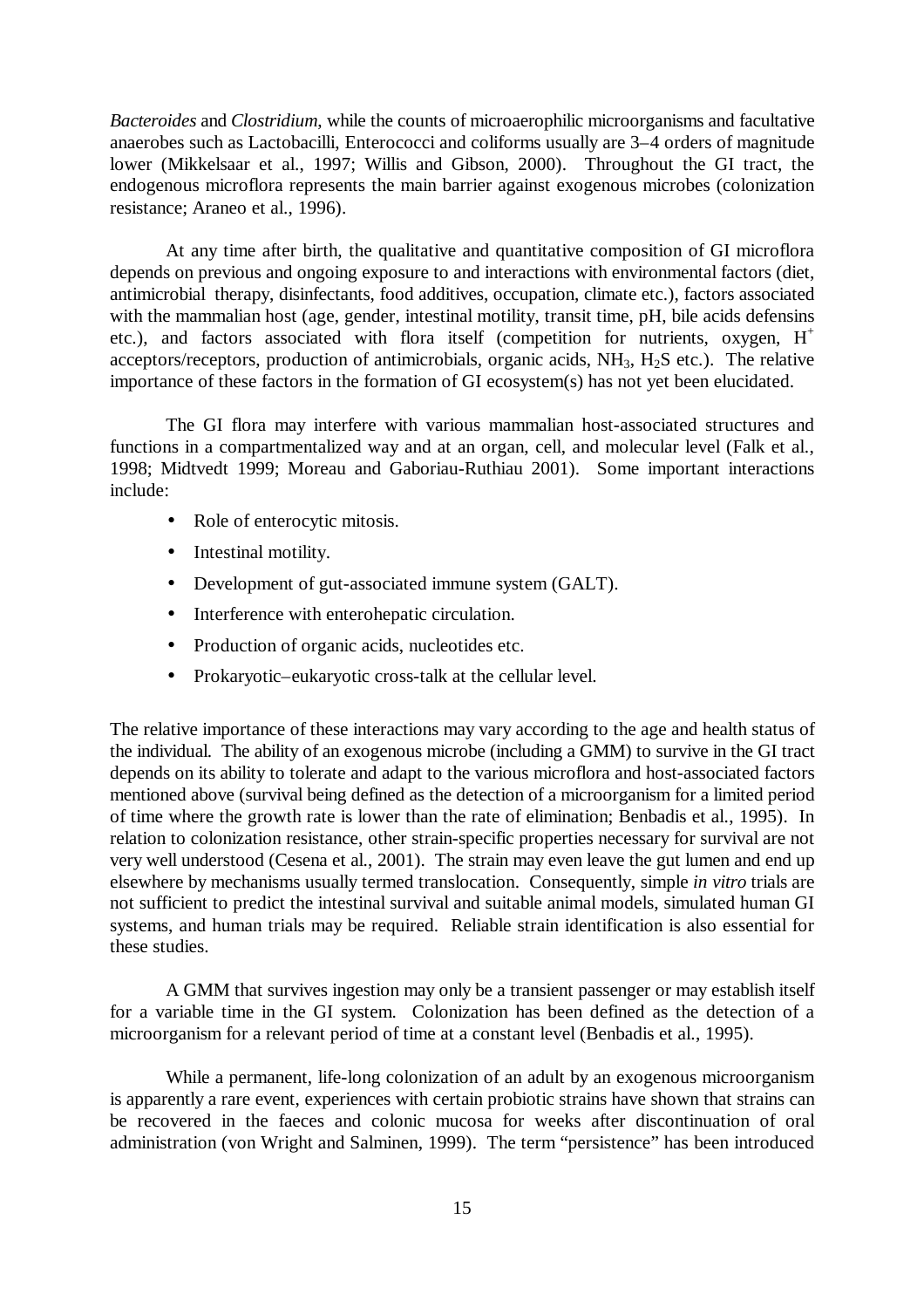*Bacteroides* and *Clostridium*, while the counts of microaerophilic microorganisms and facultative anaerobes such as Lactobacilli, Enterococci and coliforms usually are 3–4 orders of magnitude lower (Mikkelsaar et al., 1997; Willis and Gibson, 2000). Throughout the GI tract, the endogenous microflora represents the main barrier against exogenous microbes (colonization resistance; Araneo et al., 1996).

At any time after birth, the qualitative and quantitative composition of GI microflora depends on previous and ongoing exposure to and interactions with environmental factors (diet, antimicrobial therapy, disinfectants, food additives, occupation, climate etc.), factors associated with the mammalian host (age, gender, intestinal motility, transit time, pH, bile acids defensins etc.), and factors associated with flora itself (competition for nutrients, oxygen, $H^+$ acceptors/receptors, production of antimicrobials, organic acids, $NH_3$, $H_2S$ etc.). The relative importance of these factors in the formation of GI ecosystem(s) has not yet been elucidated.

The GI flora may interfere with various mammalian host-associated structures and functions in a compartmentalized way and at an organ, cell, and molecular level (Falk et al., 1998; Midtvedt 1999; Moreau and Gaboriau-Ruthiau 2001). Some important interactions include:

- Role of enterocytic mitosis.
- Intestinal motility.
- Development of gut-associated immune system (GALT).
- Interference with enterohepatic circulation.
- Production of organic acids, nucleotides etc.
- Prokaryotic–eukaryotic cross-talk at the cellular level.

The relative importance of these interactions may vary according to the age and health status of the individual. The ability of an exogenous microbe (including a GMM) to survive in the GI tract depends on its ability to tolerate and adapt to the various microflora and host-associated factors mentioned above (survival being defined as the detection of a microorganism for a limited period of time where the growth rate is lower than the rate of elimination; Benbadis et al., 1995). In relation to colonization resistance, other strain-specific properties necessary for survival are not very well understood (Cesena et al., 2001). The strain may even leave the gut lumen and end up elsewhere by mechanisms usually termed translocation. Consequently, simple *in vitro* trials are not sufficient to predict the intestinal survival and suitable animal models, simulated human GI systems, and human trials may be required. Reliable strain identification is also essential for these studies.

A GMM that survives ingestion may only be a transient passenger or may establish itself for a variable time in the GI system. Colonization has been defined as the detection of a microorganism for a relevant period of time at a constant level (Benbadis et al., 1995).

While a permanent, life-long colonization of an adult by an exogenous microorganism is apparently a rare event, experiences with certain probiotic strains have shown that strains can be recovered in the faeces and colonic mucosa for weeks after discontinuation of oral administration (von Wright and Salminen, 1999). The term "persistence" has been introduced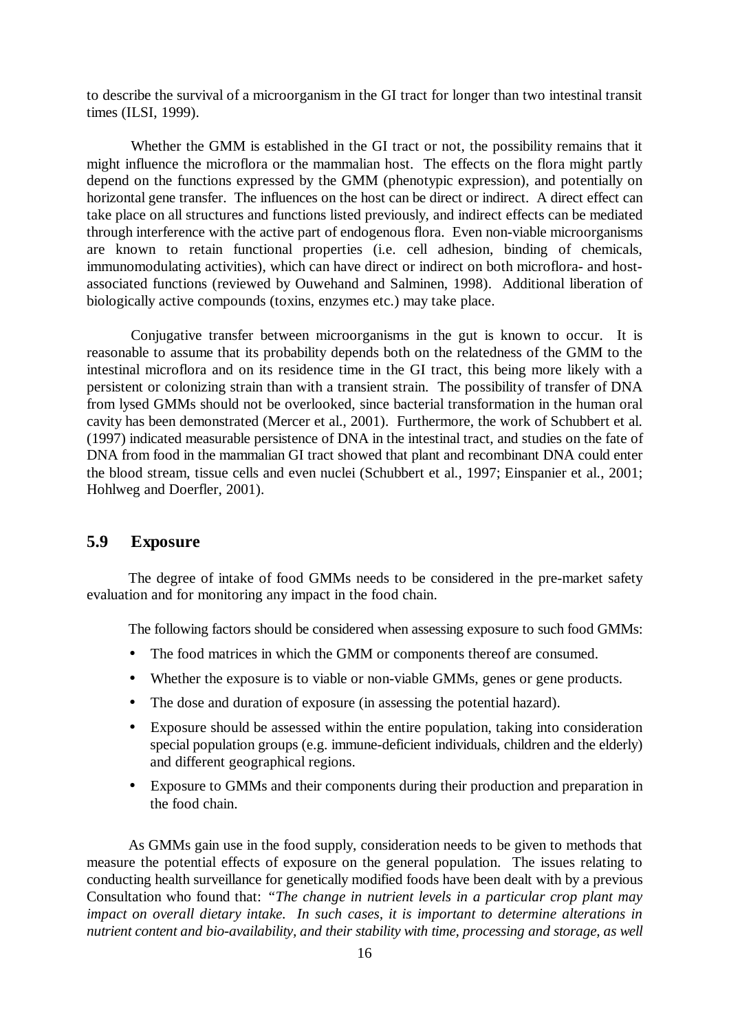to describe the survival of a microorganism in the GI tract for longer than two intestinal transit times (ILSI, 1999).

Whether the GMM is established in the GI tract or not, the possibility remains that it might influence the microflora or the mammalian host. The effects on the flora might partly depend on the functions expressed by the GMM (phenotypic expression), and potentially on horizontal gene transfer. The influences on the host can be direct or indirect. A direct effect can take place on all structures and functions listed previously, and indirect effects can be mediated through interference with the active part of endogenous flora. Even non-viable microorganisms are known to retain functional properties (i.e. cell adhesion, binding of chemicals, immunomodulating activities), which can have direct or indirect on both microflora- and host-associated functions (reviewed by Ouwehand and Salminen, 1998). Additional liberation of biologically active compounds (toxins, enzymes etc.) may take place.

Conjugative transfer between microorganisms in the gut is known to occur. It is reasonable to assume that its probability depends both on the relatedness of the GMM to the intestinal microflora and on its residence time in the GI tract, this being more likely with a persistent or colonizing strain than with a transient strain. The possibility of transfer of DNA from lysed GMMs should not be overlooked, since bacterial transformation in the human oral cavity has been demonstrated (Mercer et al., 2001). Furthermore, the work of Schubbert et al. (1997) indicated measurable persistence of DNA in the intestinal tract, and studies on the fate of DNA from food in the mammalian GI tract showed that plant and recombinant DNA could enter the blood stream, tissue cells and even nuclei (Schubbert et al., 1997; Einspanier et al., 2001; Hohlweg and Doerfler, 2001).

## 5.9 Exposure

The degree of intake of food GMMs needs to be considered in the pre-market safety evaluation and for monitoring any impact in the food chain.

The following factors should be considered when assessing exposure to such food GMMs:

- The food matrices in which the GMM or components thereof are consumed.
- Whether the exposure is to viable or non-viable GMMs, genes or gene products.
- The dose and duration of exposure (in assessing the potential hazard).
- Exposure should be assessed within the entire population, taking into consideration special population groups (e.g. immune-deficient individuals, children and the elderly) and different geographical regions.
- Exposure to GMMs and their components during their production and preparation in the food chain.

As GMMs gain use in the food supply, consideration needs to be given to methods that measure the potential effects of exposure on the general population. The issues relating to conducting health surveillance for genetically modified foods have been dealt with by a previous Consultation who found that: *"The change in nutrient levels in a particular crop plant may impact on overall dietary intake. In such cases, it is important to determine alterations in nutrient content and bio-availability, and their stability with time, processing and storage, as well*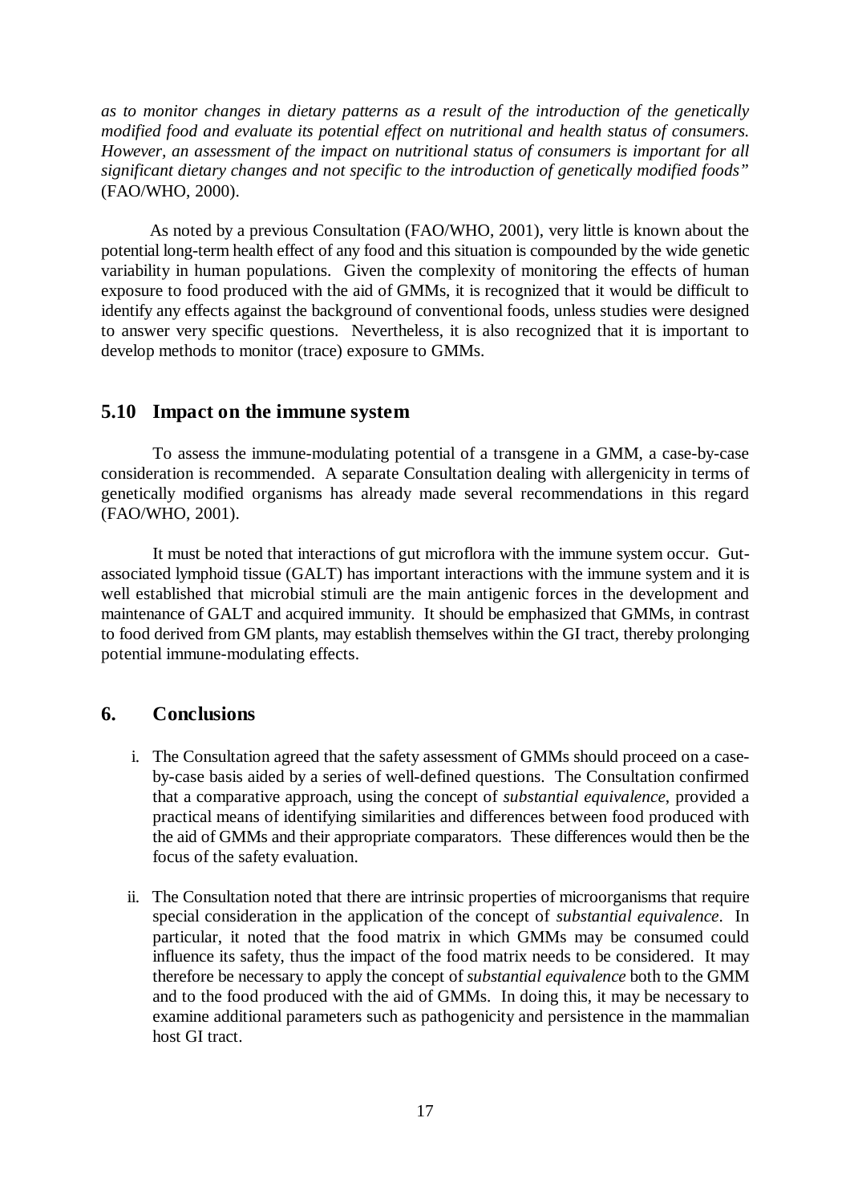*as to monitor changes in dietary patterns as a result of the introduction of the genetically modified food and evaluate its potential effect on nutritional and health status of consumers. However, an assessment of the impact on nutritional status of consumers is important for all significant dietary changes and not specific to the introduction of genetically modified foods"* (FAO/WHO, 2000).

As noted by a previous Consultation (FAO/WHO, 2001), very little is known about the potential long-term health effect of any food and this situation is compounded by the wide genetic variability in human populations. Given the complexity of monitoring the effects of human exposure to food produced with the aid of GMMs, it is recognized that it would be difficult to identify any effects against the background of conventional foods, unless studies were designed to answer very specific questions. Nevertheless, it is also recognized that it is important to develop methods to monitor (trace) exposure to GMMs.

### 5.10 Impact on the immune system

To assess the immune-modulating potential of a transgene in a GMM, a case-by-case consideration is recommended. A separate Consultation dealing with allergenicity in terms of genetically modified organisms has already made several recommendations in this regard (FAO/WHO, 2001).

It must be noted that interactions of gut microflora with the immune system occur. Gut-associated lymphoid tissue (GALT) has important interactions with the immune system and it is well established that microbial stimuli are the main antigenic forces in the development and maintenance of GALT and acquired immunity. It should be emphasized that GMMs, in contrast to food derived from GM plants, may establish themselves within the GI tract, thereby prolonging potential immune-modulating effects.

## 6. Conclusions

i. The Consultation agreed that the safety assessment of GMMs should proceed on a case-by-case basis aided by a series of well-defined questions. The Consultation confirmed that a comparative approach, using the concept of *substantial equivalence*, provided a practical means of identifying similarities and differences between food produced with the aid of GMMs and their appropriate comparators. These differences would then be the focus of the safety evaluation.

ii. The Consultation noted that there are intrinsic properties of microorganisms that require special consideration in the application of the concept of *substantial equivalence*. In particular, it noted that the food matrix in which GMMs may be consumed could influence its safety, thus the impact of the food matrix needs to be considered. It may therefore be necessary to apply the concept of *substantial equivalence* both to the GMM and to the food produced with the aid of GMMs. In doing this, it may be necessary to examine additional parameters such as pathogenicity and persistence in the mammalian host GI tract.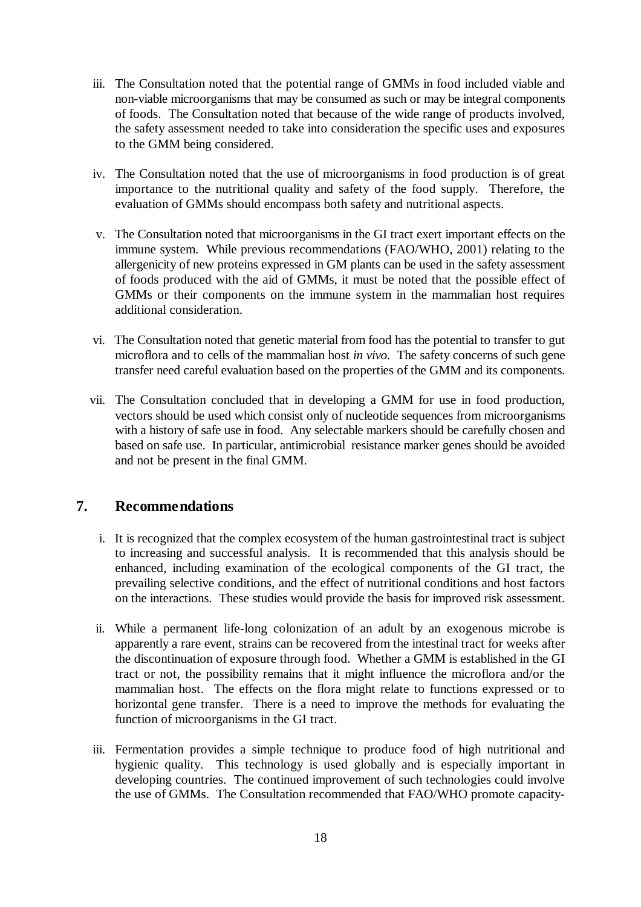iii. The Consultation noted that the potential range of GMMs in food included viable and non-viable microorganisms that may be consumed as such or may be integral components of foods. The Consultation noted that because of the wide range of products involved, the safety assessment needed to take into consideration the specific uses and exposures to the GMM being considered.

iv. The Consultation noted that the use of microorganisms in food production is of great importance to the nutritional quality and safety of the food supply. Therefore, the evaluation of GMMs should encompass both safety and nutritional aspects.

v. The Consultation noted that microorganisms in the GI tract exert important effects on the immune system. While previous recommendations (FAO/WHO, 2001) relating to the allergenicity of new proteins expressed in GM plants can be used in the safety assessment of foods produced with the aid of GMMs, it must be noted that the possible effect of GMMs or their components on the immune system in the mammalian host requires additional consideration.

vi. The Consultation noted that genetic material from food has the potential to transfer to gut microflora and to cells of the mammalian host *in vivo*. The safety concerns of such gene transfer need careful evaluation based on the properties of the GMM and its components.

vii. The Consultation concluded that in developing a GMM for use in food production, vectors should be used which consist only of nucleotide sequences from microorganisms with a history of safe use in food. Any selectable markers should be carefully chosen and based on safe use. In particular, antimicrobial resistance marker genes should be avoided and not be present in the final GMM.

## 7. Recommendations

i. It is recognized that the complex ecosystem of the human gastrointestinal tract is subject to increasing and successful analysis. It is recommended that this analysis should be enhanced, including examination of the ecological components of the GI tract, the prevailing selective conditions, and the effect of nutritional conditions and host factors on the interactions. These studies would provide the basis for improved risk assessment.

ii. While a permanent life-long colonization of an adult by an exogenous microbe is apparently a rare event, strains can be recovered from the intestinal tract for weeks after the discontinuation of exposure through food. Whether a GMM is established in the GI tract or not, the possibility remains that it might influence the microflora and/or the mammalian host. The effects on the flora might relate to functions expressed or to horizontal gene transfer. There is a need to improve the methods for evaluating the function of microorganisms in the GI tract.

iii. Fermentation provides a simple technique to produce food of high nutritional and hygienic quality. This technology is used globally and is especially important in developing countries. The continued improvement of such technologies could involve the use of GMMs. The Consultation recommended that FAO/WHO promote capacity-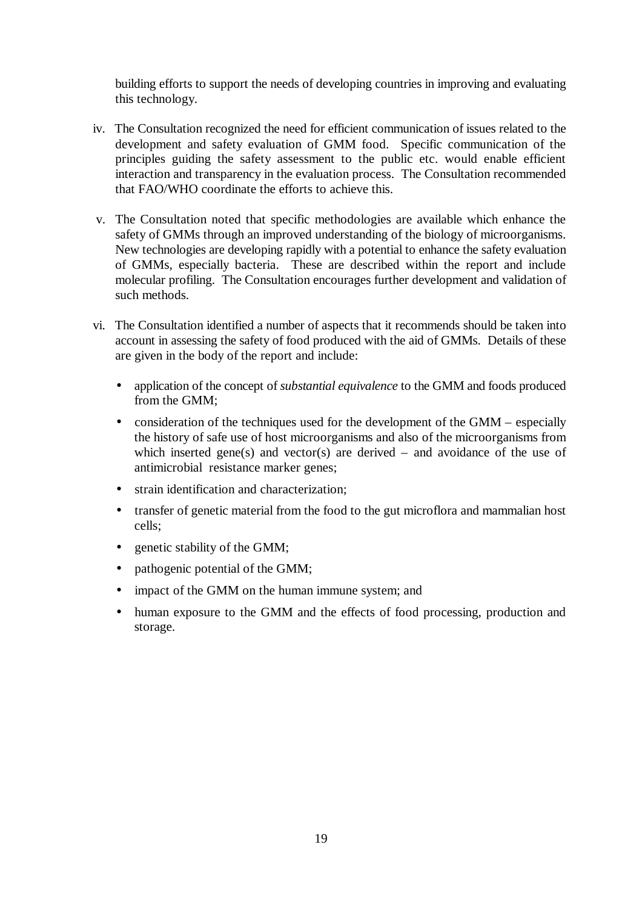building efforts to support the needs of developing countries in improving and evaluating this technology.

iv. The Consultation recognized the need for efficient communication of issues related to the development and safety evaluation of GMM food. Specific communication of the principles guiding the safety assessment to the public etc. would enable efficient interaction and transparency in the evaluation process. The Consultation recommended that FAO/WHO coordinate the efforts to achieve this.

v. The Consultation noted that specific methodologies are available which enhance the safety of GMMs through an improved understanding of the biology of microorganisms. New technologies are developing rapidly with a potential to enhance the safety evaluation of GMMs, especially bacteria. These are described within the report and include molecular profiling. The Consultation encourages further development and validation of such methods.

vi. The Consultation identified a number of aspects that it recommends should be taken into account in assessing the safety of food produced with the aid of GMMs. Details of these are given in the body of the report and include:

- application of the concept of *substantial equivalence* to the GMM and foods produced from the GMM;
- consideration of the techniques used for the development of the GMM – especially the history of safe use of host microorganisms and also of the microorganisms from which inserted gene(s) and vector(s) are derived – and avoidance of the use of antimicrobial resistance marker genes;
- strain identification and characterization;
- transfer of genetic material from the food to the gut microflora and mammalian host cells;
- genetic stability of the GMM;
- pathogenic potential of the GMM;
- impact of the GMM on the human immune system; and
- human exposure to the GMM and the effects of food processing, production and storage.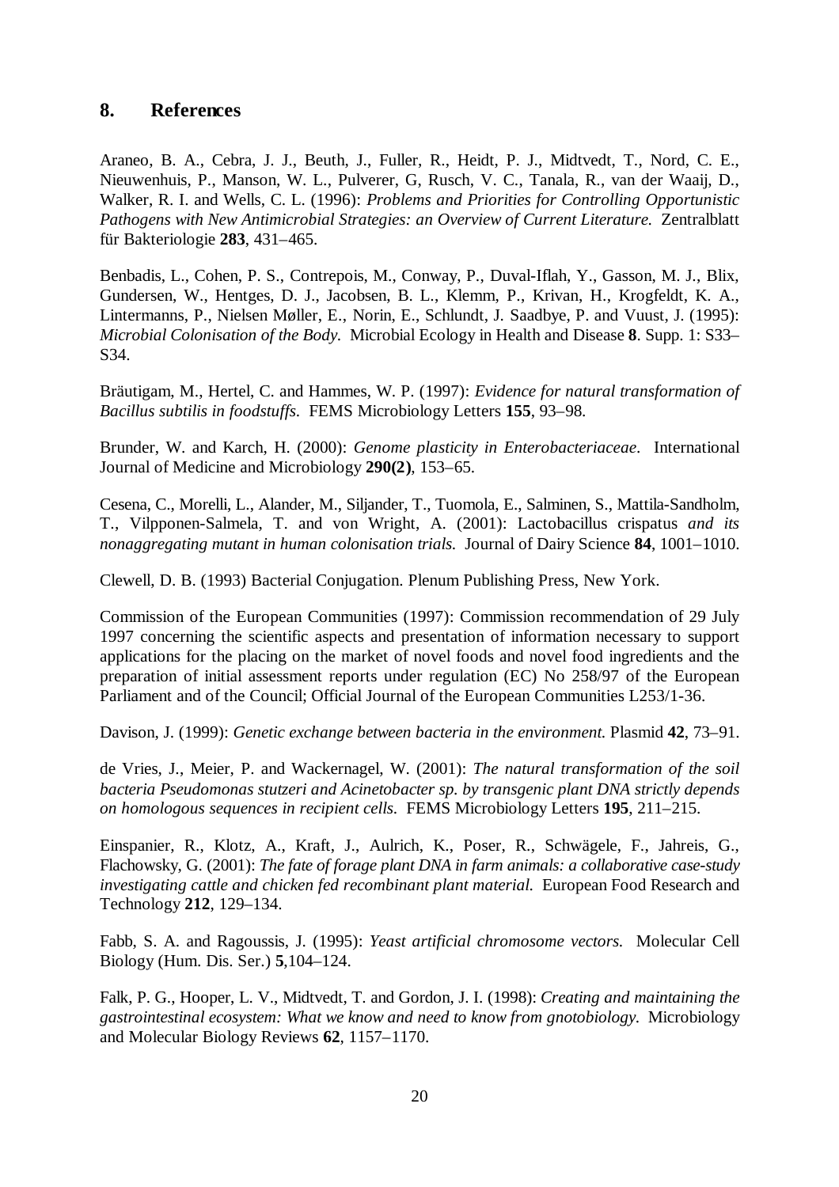## 8. References

Araneo, B. A., Cebra, J. J., Beuth, J., Fuller, R., Heidt, P. J., Midtvedt, T., Nord, C. E., Nieuwenhuis, P., Manson, W. L., Pulverer, G, Rusch, V. C., Tanala, R., van der Waaij, D., Walker, R. I. and Wells, C. L. (1996): *Problems and Priorities for Controlling Opportunistic Pathogens with New Antimicrobial Strategies: an Overview of Current Literature.* Zentralblatt für Bakteriologie **283**, 431–465.

Benbadis, L., Cohen, P. S., Contrepois, M., Conway, P., Duval-Iflah, Y., Gasson, M. J., Blix, Gundersen, W., Hentges, D. J., Jacobsen, B. L., Klemm, P., Krivan, H., Krogfeldt, K. A., Lintermanns, P., Nielsen Møller, E., Norin, E., Schlundt, J. Saadbye, P. and Vuust, J. (1995): *Microbial Colonisation of the Body.* Microbial Ecology in Health and Disease **8**. Supp. 1: S33–S34.

Bräutigam, M., Hertel, C. and Hammes, W. P. (1997): *Evidence for natural transformation of Bacillus subtilis in foodstuffs.* FEMS Microbiology Letters **155**, 93–98.

Brunder, W. and Karch, H. (2000): *Genome plasticity in Enterobacteriaceae.* International Journal of Medicine and Microbiology **290(2)**, 153–65.

Cesena, C., Morelli, L., Alander, M., Siljander, T., Tuomola, E., Salminen, S., Mattila-Sandholm, T., Vilpponen-Salmela, T. and von Wright, A. (2001): Lactobacillus crispatus *and its nonaggregating mutant in human colonisation trials.* Journal of Dairy Science **84**, 1001–1010.

Clewell, D. B. (1993) Bacterial Conjugation. Plenum Publishing Press, New York.

Commission of the European Communities (1997): Commission recommendation of 29 July 1997 concerning the scientific aspects and presentation of information necessary to support applications for the placing on the market of novel foods and novel food ingredients and the preparation of initial assessment reports under regulation (EC) No 258/97 of the European Parliament and of the Council; Official Journal of the European Communities L253/1-36.

Davison, J. (1999): *Genetic exchange between bacteria in the environment.* Plasmid **42**, 73–91.

de Vries, J., Meier, P. and Wackernagel, W. (2001): *The natural transformation of the soil bacteria Pseudomonas stutzeri and Acinetobacter sp. by transgenic plant DNA strictly depends on homologous sequences in recipient cells.* FEMS Microbiology Letters **195**, 211–215.

Einspanier, R., Klotz, A., Kraft, J., Aulrich, K., Poser, R., Schwägele, F., Jahreis, G., Flachowsky, G. (2001): *The fate of forage plant DNA in farm animals: a collaborative case-study investigating cattle and chicken fed recombinant plant material.* European Food Research and Technology **212**, 129–134.

Fabb, S. A. and Ragoussis, J. (1995): *Yeast artificial chromosome vectors.* Molecular Cell Biology (Hum. Dis. Ser.) **5**,104–124.

Falk, P. G., Hooper, L. V., Midtvedt, T. and Gordon, J. I. (1998): *Creating and maintaining the gastrointestinal ecosystem: What we know and need to know from gnotobiology.* Microbiology and Molecular Biology Reviews **62**, 1157–1170.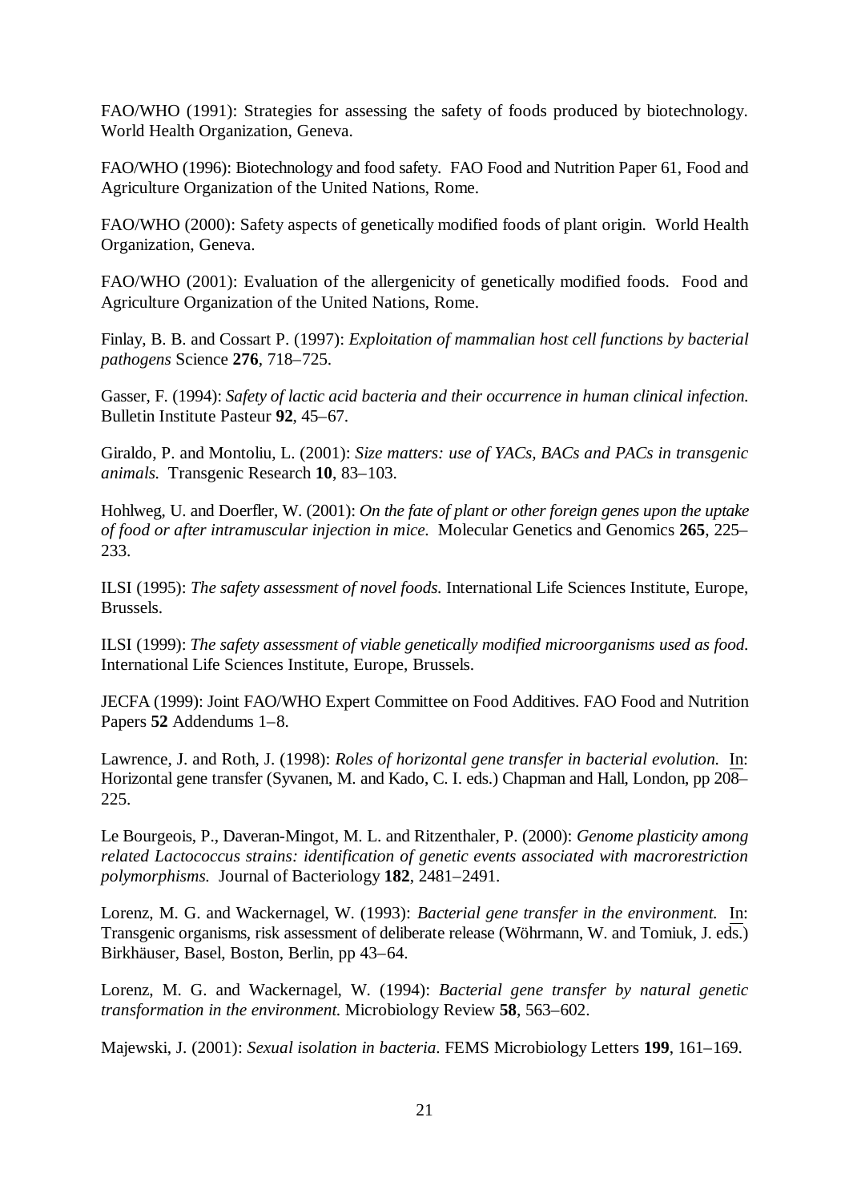FAO/WHO (1991): Strategies for assessing the safety of foods produced by biotechnology. World Health Organization, Geneva.

FAO/WHO (1996): Biotechnology and food safety. FAO Food and Nutrition Paper 61, Food and Agriculture Organization of the United Nations, Rome.

FAO/WHO (2000): Safety aspects of genetically modified foods of plant origin. World Health Organization, Geneva.

FAO/WHO (2001): Evaluation of the allergenicity of genetically modified foods. Food and Agriculture Organization of the United Nations, Rome.

Finlay, B. B. and Cossart P. (1997): *Exploitation of mammalian host cell functions by bacterial pathogens* Science **276**, 718–725.

Gasser, F. (1994): *Safety of lactic acid bacteria and their occurrence in human clinical infection.* Bulletin Institute Pasteur **92**, 45–67.

Giraldo, P. and Montoliu, L. (2001): *Size matters: use of YACs, BACs and PACs in transgenic animals.* Transgenic Research **10**, 83–103.

Hohlweg, U. and Doerfler, W. (2001): *On the fate of plant or other foreign genes upon the uptake of food or after intramuscular injection in mice.* Molecular Genetics and Genomics **265**, 225–233.

ILSI (1995): *The safety assessment of novel foods.* International Life Sciences Institute, Europe, Brussels.

ILSI (1999): *The safety assessment of viable genetically modified microorganisms used as food.* International Life Sciences Institute, Europe, Brussels.

JECFA (1999): Joint FAO/WHO Expert Committee on Food Additives. FAO Food and Nutrition Papers **52** Addendums 1–8.

Lawrence, J. and Roth, J. (1998): *Roles of horizontal gene transfer in bacterial evolution.* In: Horizontal gene transfer (Syvanen, M. and Kado, C. I. eds.) Chapman and Hall, London, pp 208–225.

Le Bourgeois, P., Daveran-Mingot, M. L. and Ritzenthaler, P. (2000): *Genome plasticity among related Lactococcus strains: identification of genetic events associated with macrorestriction polymorphisms.* Journal of Bacteriology **182**, 2481–2491.

Lorenz, M. G. and Wackernagel, W. (1993): *Bacterial gene transfer in the environment.* In: Transgenic organisms, risk assessment of deliberate release (Wöhrmann, W. and Tomiuk, J. eds.) Birkhäuser, Basel, Boston, Berlin, pp 43–64.

Lorenz, M. G. and Wackernagel, W. (1994): *Bacterial gene transfer by natural genetic transformation in the environment.* Microbiology Review **58**, 563–602.

Majewski, J. (2001): *Sexual isolation in bacteria.* FEMS Microbiology Letters **199**, 161–169.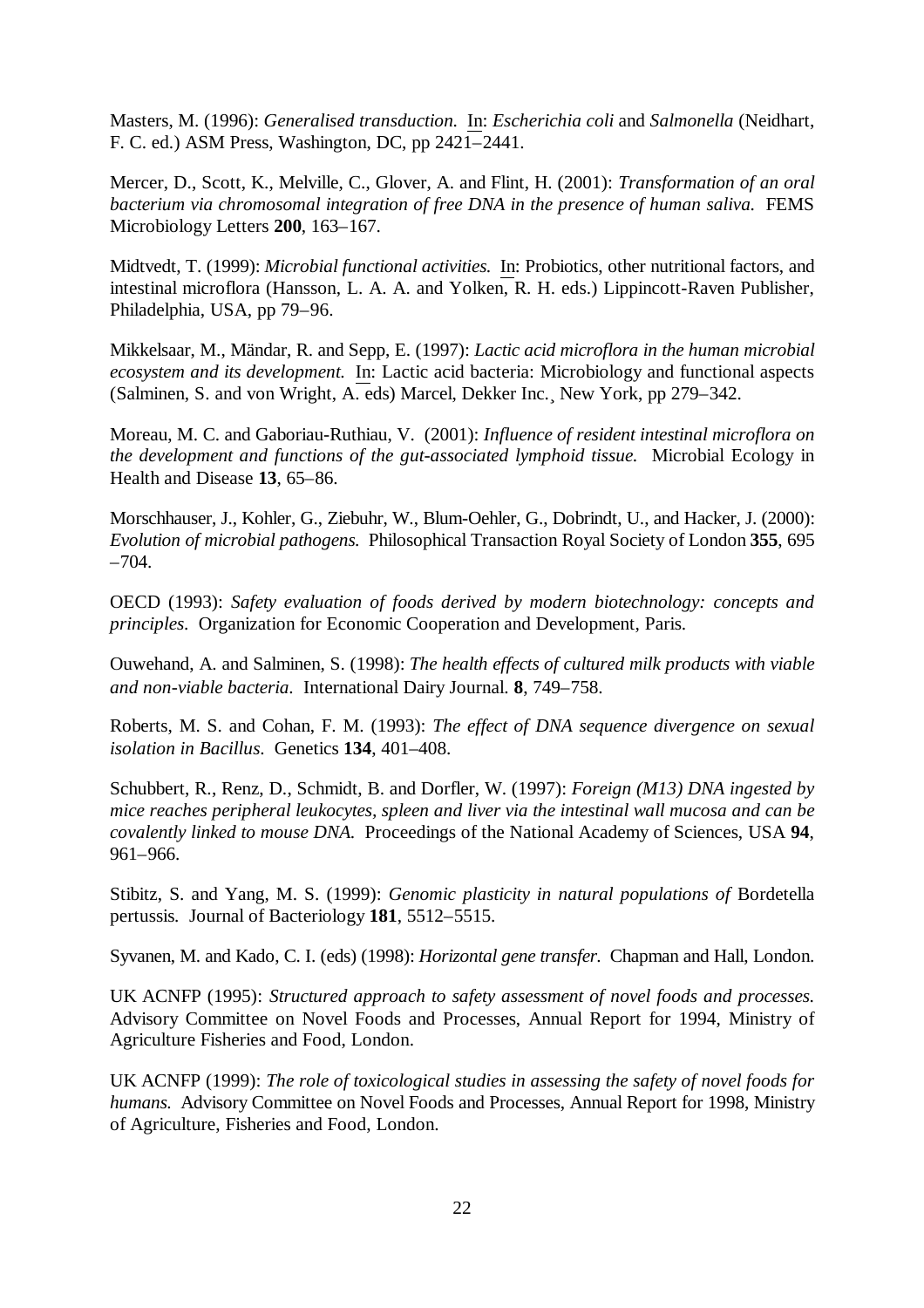Masters, M. (1996): *Generalised transduction.* In: *Escherichia coli* and *Salmonella* (Neidhart, F. C. ed.) ASM Press, Washington, DC, pp 2421–2441.

Mercer, D., Scott, K., Melville, C., Glover, A. and Flint, H. (2001): *Transformation of an oral bacterium via chromosomal integration of free DNA in the presence of human saliva.* FEMS Microbiology Letters **200**, 163–167.

Midtvedt, T. (1999): *Microbial functional activities.* In: Probiotics, other nutritional factors, and intestinal microflora (Hansson, L. A. A. and Yolken, R. H. eds.) Lippincott-Raven Publisher, Philadelphia, USA, pp 79–96.

Mikkelsaar, M., Mändar, R. and Sepp, E. (1997): *Lactic acid microflora in the human microbial ecosystem and its development.* In: Lactic acid bacteria: Microbiology and functional aspects (Salminen, S. and von Wright, A. eds) Marcel, Dekker Inc., New York, pp 279–342.

Moreau, M. C. and Gaboriau-Ruthiau, V. (2001): *Influence of resident intestinal microflora on the development and functions of the gut-associated lymphoid tissue.* Microbial Ecology in Health and Disease **13**, 65–86.

Morschhauser, J., Kohler, G., Ziebuhr, W., Blum-Oehler, G., Dobrindt, U., and Hacker, J. (2000): *Evolution of microbial pathogens.* Philosophical Transaction Royal Society of London **355**, 695 –704.

OECD (1993): *Safety evaluation of foods derived by modern biotechnology: concepts and principles.* Organization for Economic Cooperation and Development, Paris.

Ouwehand, A. and Salminen, S. (1998): *The health effects of cultured milk products with viable and non-viable bacteria.* International Dairy Journal. **8**, 749–758.

Roberts, M. S. and Cohan, F. M. (1993): *The effect of DNA sequence divergence on sexual isolation in Bacillus.* Genetics **134**, 401–408.

Schubbert, R., Renz, D., Schmidt, B. and Dorfler, W. (1997): *Foreign (M13) DNA ingested by mice reaches peripheral leukocytes, spleen and liver via the intestinal wall mucosa and can be covalently linked to mouse DNA.* Proceedings of the National Academy of Sciences, USA **94**, 961–966.

Stibitz, S. and Yang, M. S. (1999): *Genomic plasticity in natural populations of* Bordetella pertussis. Journal of Bacteriology **181**, 5512–5515.

Syvanen, M. and Kado, C. I. (eds) (1998): *Horizontal gene transfer.* Chapman and Hall, London.

UK ACNFP (1995): *Structured approach to safety assessment of novel foods and processes.* Advisory Committee on Novel Foods and Processes, Annual Report for 1994, Ministry of Agriculture Fisheries and Food, London.

UK ACNFP (1999): *The role of toxicological studies in assessing the safety of novel foods for humans.* Advisory Committee on Novel Foods and Processes, Annual Report for 1998, Ministry of Agriculture, Fisheries and Food, London.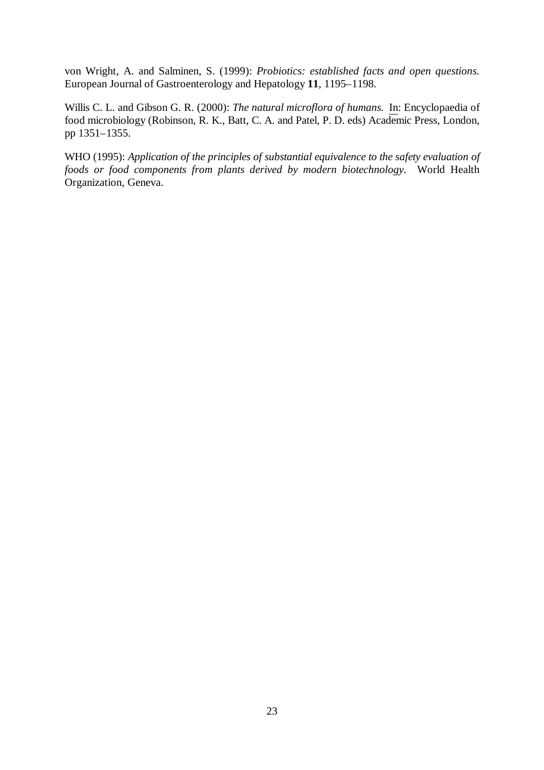von Wright, A. and Salminen, S. (1999): *Probiotics: established facts and open questions.* European Journal of Gastroenterology and Hepatology **11**, 1195–1198.

Willis C. L. and Gibson G. R. (2000): *The natural microflora of humans.* In: Encyclopaedia of food microbiology (Robinson, R. K., Batt, C. A. and Patel, P. D. eds) Academic Press, London, pp 1351–1355.

WHO (1995): *Application of the principles of substantial equivalence to the safety evaluation of foods or food components from plants derived by modern biotechnology.* World Health Organization, Geneva.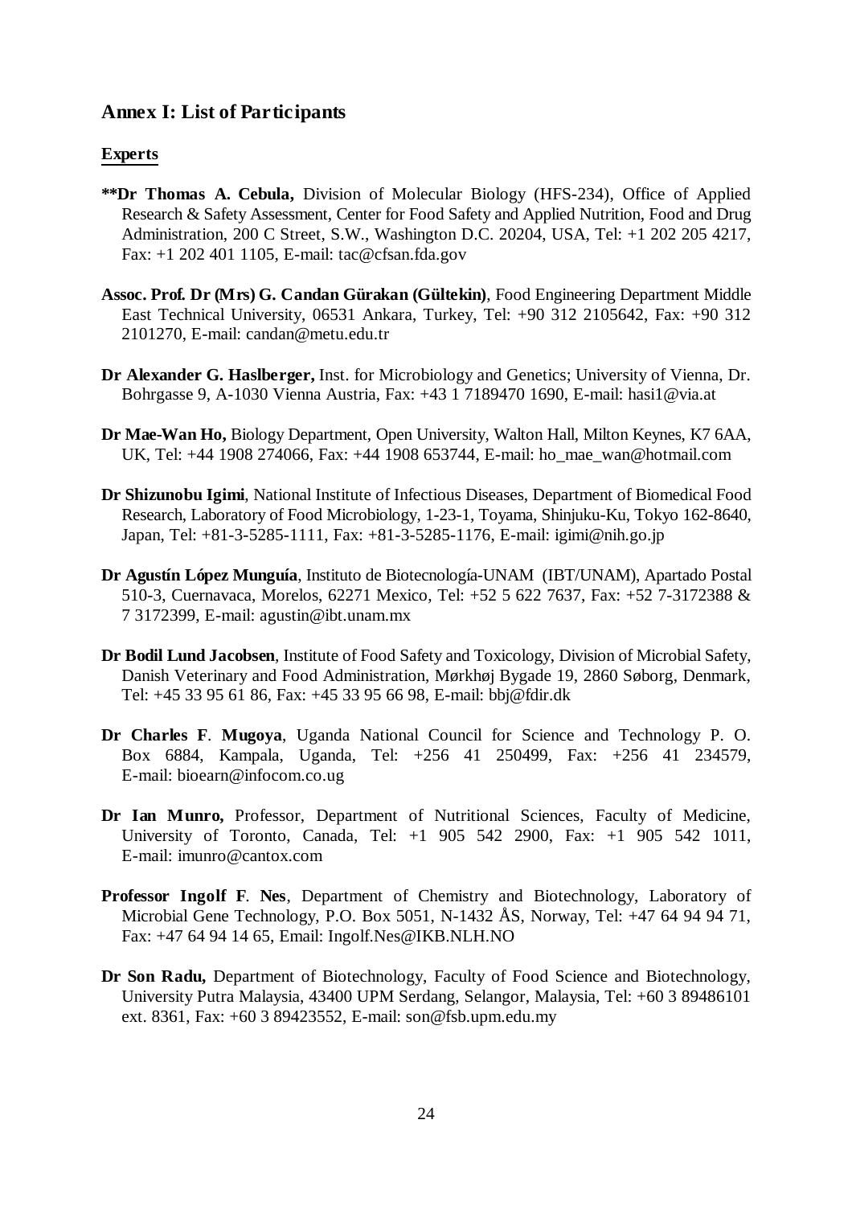## Annex I: List of Participants

### Experts

**\*\*Dr Thomas A. Cebula,** Division of Molecular Biology (HFS-234), Office of Applied Research & Safety Assessment, Center for Food Safety and Applied Nutrition, Food and Drug Administration, 200 C Street, S.W., Washington D.C. 20204, USA, Tel: +1 202 205 4217, Fax: +1 202 401 1105, E-mail: tac@cfsan.fda.gov

**Assoc. Prof. Dr (Mrs) G. Candan Gürakan (Gültekin)**, Food Engineering Department Middle East Technical University, 06531 Ankara, Turkey, Tel: +90 312 2105642, Fax: +90 312 2101270, E-mail: candan@metu.edu.tr

**Dr Alexander G. Haslberger,** Inst. for Microbiology and Genetics; University of Vienna, Dr. Bohrgasse 9, A-1030 Vienna Austria, Fax: +43 1 7189470 1690, E-mail: hasi1@via.at

**Dr Mae-Wan Ho,** Biology Department, Open University, Walton Hall, Milton Keynes, K7 6AA, UK, Tel: +44 1908 274066, Fax: +44 1908 653744, E-mail: ho_mae_wan@hotmail.com

**Dr Shizunobu Igimi**, National Institute of Infectious Diseases, Department of Biomedical Food Research, Laboratory of Food Microbiology, 1-23-1, Toyama, Shinjuku-Ku, Tokyo 162-8640, Japan, Tel: +81-3-5285-1111, Fax: +81-3-5285-1176, E-mail: igimi@nih.go.jp

**Dr Agustín López Munguía**, Instituto de Biotecnología-UNAM (IBT/UNAM), Apartado Postal 510-3, Cuernavaca, Morelos, 62271 Mexico, Tel: +52 5 622 7637, Fax: +52 7-3172388 & 7 3172399, E-mail: agustin@ibt.unam.mx

**Dr Bodil Lund Jacobsen**, Institute of Food Safety and Toxicology, Division of Microbial Safety, Danish Veterinary and Food Administration, Mørkhøj Bygade 19, 2860 Søborg, Denmark, Tel: +45 33 95 61 86, Fax: +45 33 95 66 98, E-mail: bbj@fdir.dk

**Dr Charles F. Mugoya**, Uganda National Council for Science and Technology P. O. Box 6884, Kampala, Uganda, Tel: +256 41 250499, Fax: +256 41 234579, E-mail: bioearn@infocom.co.ug

**Dr Ian Munro,** Professor, Department of Nutritional Sciences, Faculty of Medicine, University of Toronto, Canada, Tel: +1 905 542 2900, Fax: +1 905 542 1011, E-mail: imunro@cantox.com

**Professor Ingolf F. Nes**, Department of Chemistry and Biotechnology, Laboratory of Microbial Gene Technology, P.O. Box 5051, N-1432 ÅS, Norway, Tel: +47 64 94 94 71, Fax: +47 64 94 14 65, Email: Ingolf.Nes@IKB.NLH.NO

**Dr Son Radu,** Department of Biotechnology, Faculty of Food Science and Biotechnology, University Putra Malaysia, 43400 UPM Serdang, Selangor, Malaysia, Tel: +60 3 89486101 ext. 8361, Fax: +60 3 89423552, E-mail: son@fsb.upm.edu.my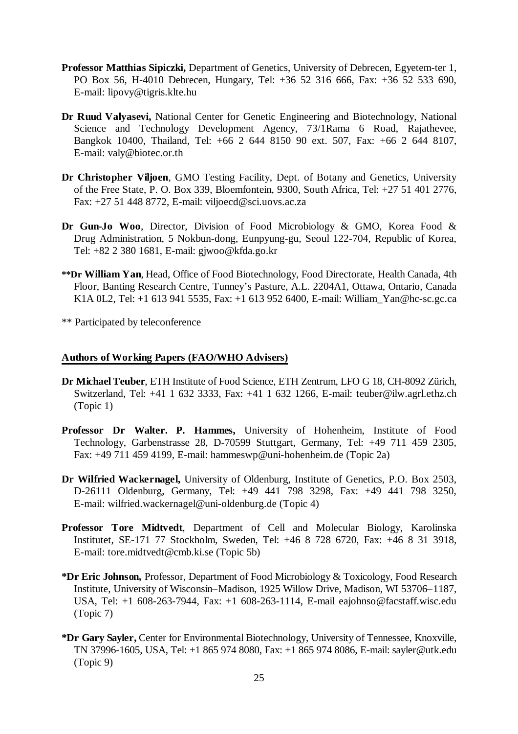**Professor Matthias Sipiczki,** Department of Genetics, University of Debrecen, Egyetem-ter 1, PO Box 56, H-4010 Debrecen, Hungary, Tel: +36 52 316 666, Fax: +36 52 533 690, E-mail: lipovy@tigris.klte.hu

**Dr Ruud Valyasevi,** National Center for Genetic Engineering and Biotechnology, National Science and Technology Development Agency, 73/1Rama 6 Road, Rajathevee, Bangkok 10400, Thailand, Tel: +66 2 644 8150 90 ext. 507, Fax: +66 2 644 8107, E-mail: valy@biotec.or.th

**Dr Christopher Viljoen**, GMO Testing Facility, Dept. of Botany and Genetics, University of the Free State, P. O. Box 339, Bloemfontein, 9300, South Africa, Tel: +27 51 401 2776, Fax: +27 51 448 8772, E-mail: viljoecd@sci.uovs.ac.za

**Dr Gun-Jo Woo**, Director, Division of Food Microbiology & GMO, Korea Food & Drug Administration, 5 Nokbun-dong, Eunpyung-gu, Seoul 122-704, Republic of Korea, Tel: +82 2 380 1681, E-mail: gjwoo@kfda.go.kr

**\*\*Dr William Yan**, Head, Office of Food Biotechnology, Food Directorate, Health Canada, 4th Floor, Banting Research Centre, Tunney's Pasture, A.L. 2204A1, Ottawa, Ontario, Canada K1A 0L2, Tel: +1 613 941 5535, Fax: +1 613 952 6400, E-mail: William_Yan@hc-sc.gc.ca

** Participated by teleconference

**<u>Authors of Working Papers (FAO/WHO Advisers)</u>**

**Dr Michael Teuber**, ETH Institute of Food Science, ETH Zentrum, LFO G 18, CH-8092 Zürich, Switzerland, Tel: +41 1 632 3333, Fax: +41 1 632 1266, E-mail: teuber@ilw.agrl.ethz.ch (Topic 1)

**Professor Dr Walter. P. Hammes,** University of Hohenheim, Institute of Food Technology, Garbenstrasse 28, D-70599 Stuttgart, Germany, Tel: +49 711 459 2305, Fax: +49 711 459 4199, E-mail: hammeswp@uni-hohenheim.de (Topic 2a)

**Dr Wilfried Wackernagel,** University of Oldenburg, Institute of Genetics, P.O. Box 2503, D-26111 Oldenburg, Germany, Tel: +49 441 798 3298, Fax: +49 441 798 3250, E-mail: wilfried.wackernagel@uni-oldenburg.de (Topic 4)

**Professor Tore Midtvedt**, Department of Cell and Molecular Biology, Karolinska Institutet, SE-171 77 Stockholm, Sweden, Tel: +46 8 728 6720, Fax: +46 8 31 3918, E-mail: tore.midtvedt@cmb.ki.se (Topic 5b)

**\*Dr Eric Johnson,** Professor, Department of Food Microbiology & Toxicology, Food Research Institute, University of Wisconsin–Madison, 1925 Willow Drive, Madison, WI 53706–1187, USA, Tel: +1 608-263-7944, Fax: +1 608-263-1114, E-mail eajohnso@facstaff.wisc.edu (Topic 7)

**\*Dr Gary Sayler,** Center for Environmental Biotechnology, University of Tennessee, Knoxville, TN 37996-1605, USA, Tel: +1 865 974 8080, Fax: +1 865 974 8086, E-mail: sayler@utk.edu (Topic 9)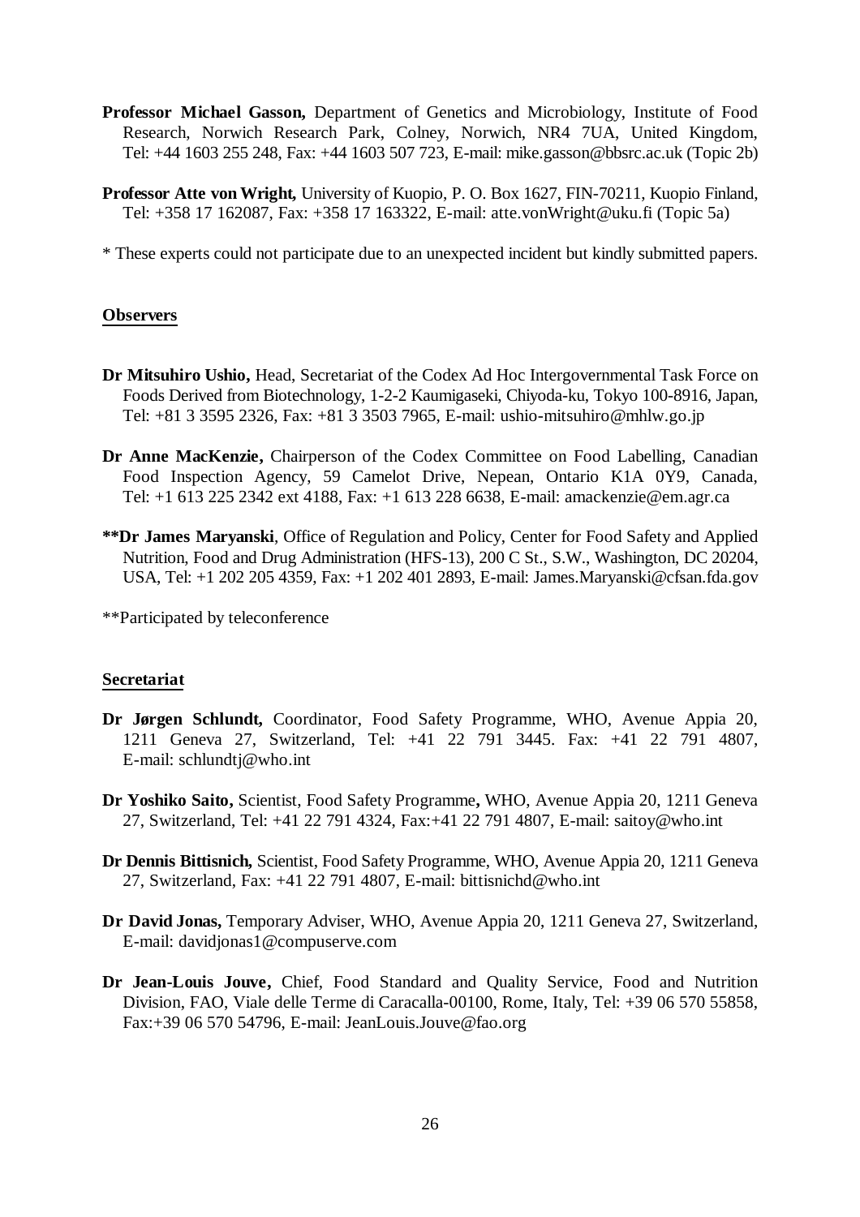**Professor Michael Gasson,** Department of Genetics and Microbiology, Institute of Food Research, Norwich Research Park, Colney, Norwich, NR4 7UA, United Kingdom, Tel: +44 1603 255 248, Fax: +44 1603 507 723, E-mail: mike.gasson@bbsrc.ac.uk (Topic 2b)

**Professor Atte von Wright,** University of Kuopio, P. O. Box 1627, FIN-70211, Kuopio Finland, Tel: +358 17 162087, Fax: +358 17 163322, E-mail: atte.vonWright@uku.fi (Topic 5a)

\* These experts could not participate due to an unexpected incident but kindly submitted papers.

## Observers

**Dr Mitsuhiro Ushio,** Head, Secretariat of the Codex Ad Hoc Intergovernmental Task Force on Foods Derived from Biotechnology, 1-2-2 Kaumigaseki, Chiyoda-ku, Tokyo 100-8916, Japan, Tel: +81 3 3595 2326, Fax: +81 3 3503 7965, E-mail: ushio-mitsuhiro@mhlw.go.jp

**Dr Anne MacKenzie,** Chairperson of the Codex Committee on Food Labelling, Canadian Food Inspection Agency, 59 Camelot Drive, Nepean, Ontario K1A 0Y9, Canada, Tel: +1 613 225 2342 ext 4188, Fax: +1 613 228 6638, E-mail: amackenzie@em.agr.ca

**\*\*Dr James Maryanski**, Office of Regulation and Policy, Center for Food Safety and Applied Nutrition, Food and Drug Administration (HFS-13), 200 C St., S.W., Washington, DC 20204, USA, Tel: +1 202 205 4359, Fax: +1 202 401 2893, E-mail: James.Maryanski@cfsan.fda.gov

\*\*Participated by teleconference

## Secretariat

**Dr Jørgen Schlundt,** Coordinator, Food Safety Programme, WHO, Avenue Appia 20, 1211 Geneva 27, Switzerland, Tel: +41 22 791 3445. Fax: +41 22 791 4807, E-mail: schlundtj@who.int

**Dr Yoshiko Saito,** Scientist, Food Safety Programme**,** WHO, Avenue Appia 20, 1211 Geneva 27, Switzerland, Tel: +41 22 791 4324, Fax:+41 22 791 4807, E-mail: saitoy@who.int

**Dr Dennis Bittisnich,** Scientist, Food Safety Programme, WHO, Avenue Appia 20, 1211 Geneva 27, Switzerland, Fax: +41 22 791 4807, E-mail: bittisnichd@who.int

**Dr David Jonas,** Temporary Adviser, WHO, Avenue Appia 20, 1211 Geneva 27, Switzerland, E-mail: davidjonas1@compuserve.com

**Dr Jean-Louis Jouve,** Chief, Food Standard and Quality Service, Food and Nutrition Division, FAO, Viale delle Terme di Caracalla-00100, Rome, Italy, Tel: +39 06 570 55858, Fax:+39 06 570 54796, E-mail: JeanLouis.Jouve@fao.org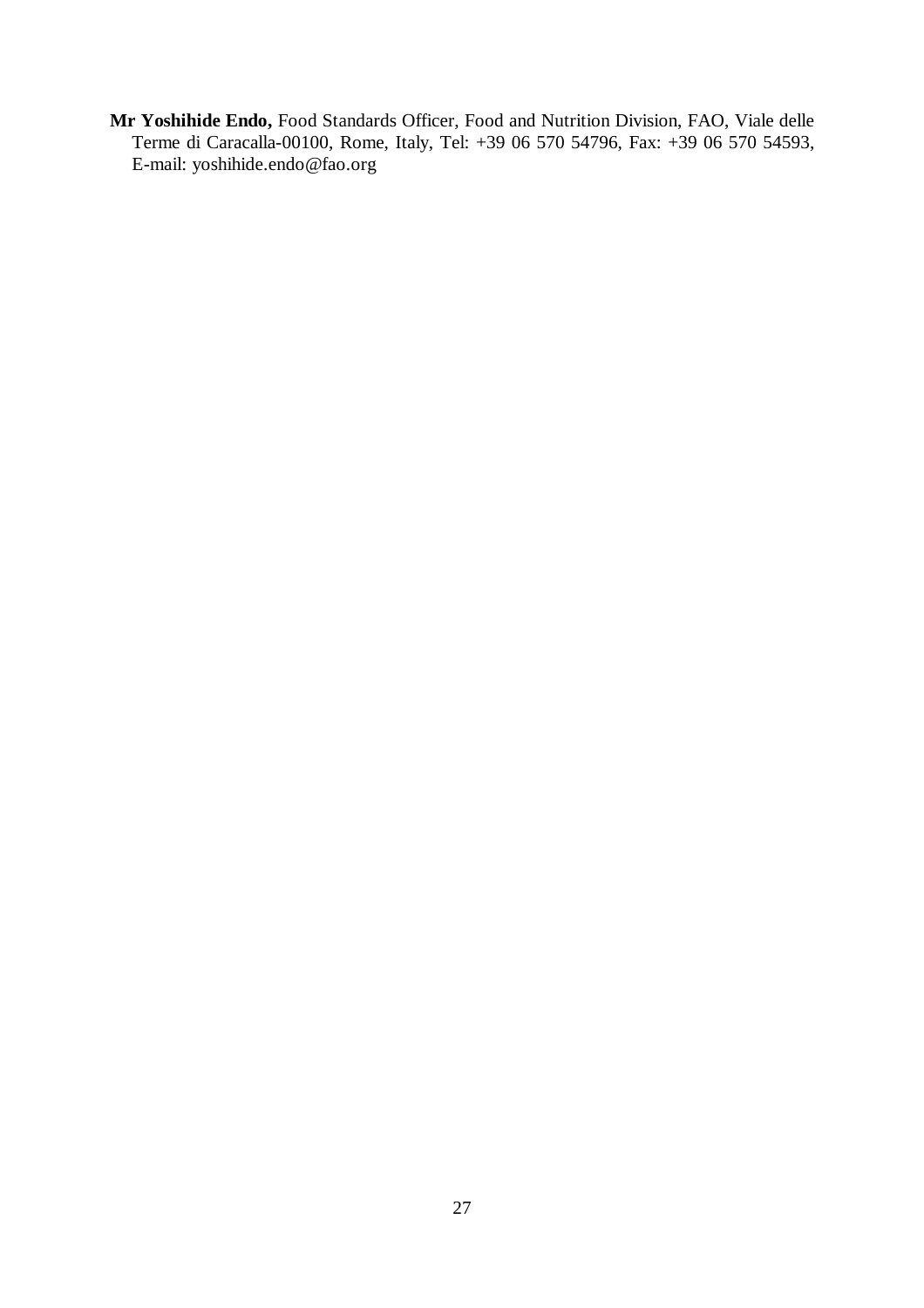**Mr Yoshihide Endo,** Food Standards Officer, Food and Nutrition Division, FAO, Viale delle Terme di Caracalla-00100, Rome, Italy, Tel: +39 06 570 54796, Fax: +39 06 570 54593, E-mail: yoshihide.endo@fao.org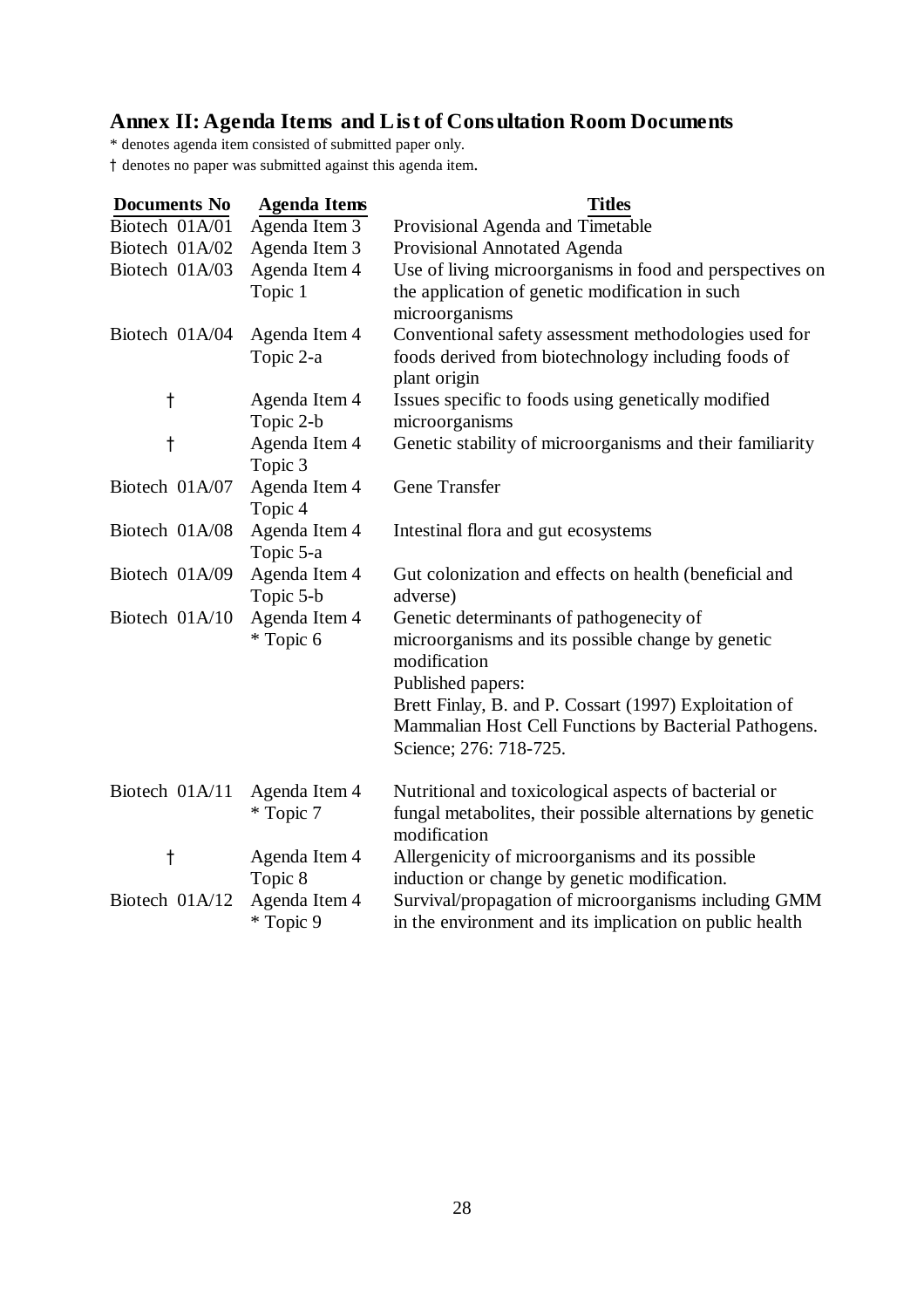## Annex II: Agenda Items and List of Consultation Room Documents

\* denotes agenda item consisted of submitted paper only.

† denotes no paper was submitted against this agenda item.

| Documents No | Agenda Items | Titles |
|---|---|---|
| Biotech 01A/01 | Agenda Item 3 | Provisional Agenda and Timetable |
| Biotech 01A/02 | Agenda Item 3 | Provisional Annotated Agenda |
| Biotech 01A/03 | Agenda Item 4 Topic 1 | Use of living microorganisms in food and perspectives on the application of genetic modification in such microorganisms |
| Biotech 01A/04 | Agenda Item 4 Topic 2-a | Conventional safety assessment methodologies used for foods derived from biotechnology including foods of plant origin |
| † | Agenda Item 4 Topic 2-b | Issues specific to foods using genetically modified microorganisms |
| † | Agenda Item 4 Topic 3 | Genetic stability of microorganisms and their familiarity |
| Biotech 01A/07 | Agenda Item 4 Topic 4 | Gene Transfer |
| Biotech 01A/08 | Agenda Item 4 Topic 5-a | Intestinal flora and gut ecosystems |
| Biotech 01A/09 | Agenda Item 4 Topic 5-b | Gut colonization and effects on health (beneficial and adverse) |
| Biotech 01A/10 | Agenda Item 4 * Topic 6 | Genetic determinants of pathogenecity of microorganisms and its possible change by genetic modification<br>Published papers:<br>Brett Finlay, B. and P. Cossart (1997) Exploitation of Mammalian Host Cell Functions by Bacterial Pathogens. Science; 276: 718-725. |
| Biotech 01A/11 | Agenda Item 4 * Topic 7 | Nutritional and toxicological aspects of bacterial or fungal metabolites, their possible alternations by genetic modification |
| † | Agenda Item 4 Topic 8 | Allergenicity of microorganisms and its possible induction or change by genetic modification. |
| Biotech 01A/12 | Agenda Item 4 * Topic 9 | Survival/propagation of microorganisms including GMM in the environment and its implication on public health |